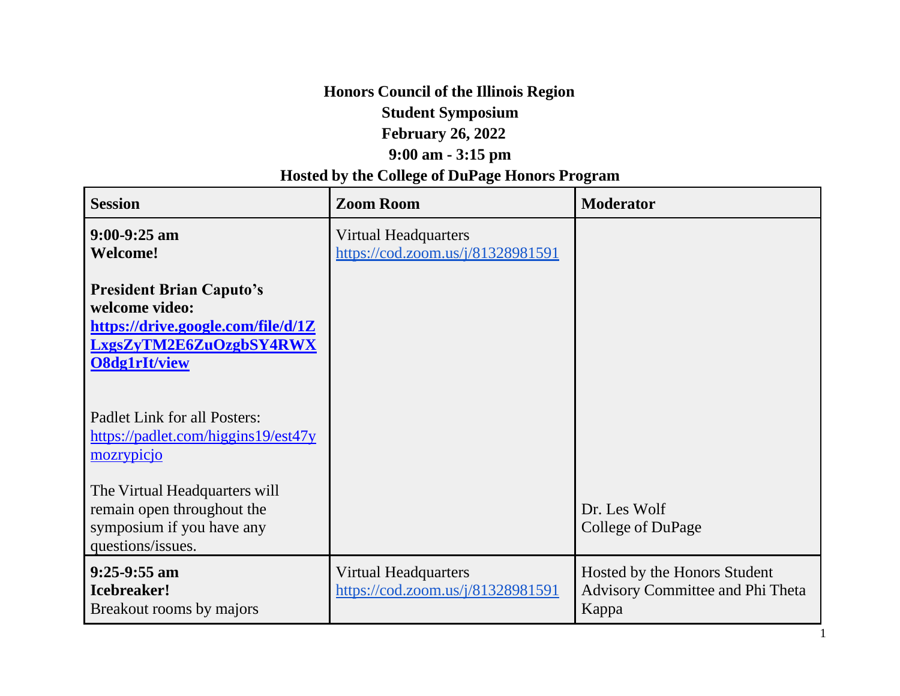**Honors Council of the Illinois Region**

**Student Symposium**

**February 26, 2022**

**9:00 am - 3:15 pm**

**Hosted by the College of DuPage Honors Program**

| Session | Zoom Room | Moderator |
|---|---|---|
| **9:00-9:25 am**<br>**Welcome!**<br><br>**President Brian Caputo's welcome video:** **https://drive.google.com/file/d/1ZLxgsZyTM2E6ZuOzgbSY4RWXO8dg1rIt/view**<br><br>Padlet Link for all Posters: https://padlet.com/higgins19/est47ymozrypicjo<br><br>The Virtual Headquarters will remain open throughout the symposium if you have any questions/issues. | Virtual Headquarters<br>https://cod.zoom.us/j/81328981591 | Dr. Les Wolf<br>College of DuPage |
| **9:25-9:55 am**<br>**Icebreaker!**<br>Breakout rooms by majors | Virtual Headquarters<br>https://cod.zoom.us/j/81328981591 | Hosted by the Honors Student Advisory Committee and Phi Theta Kappa |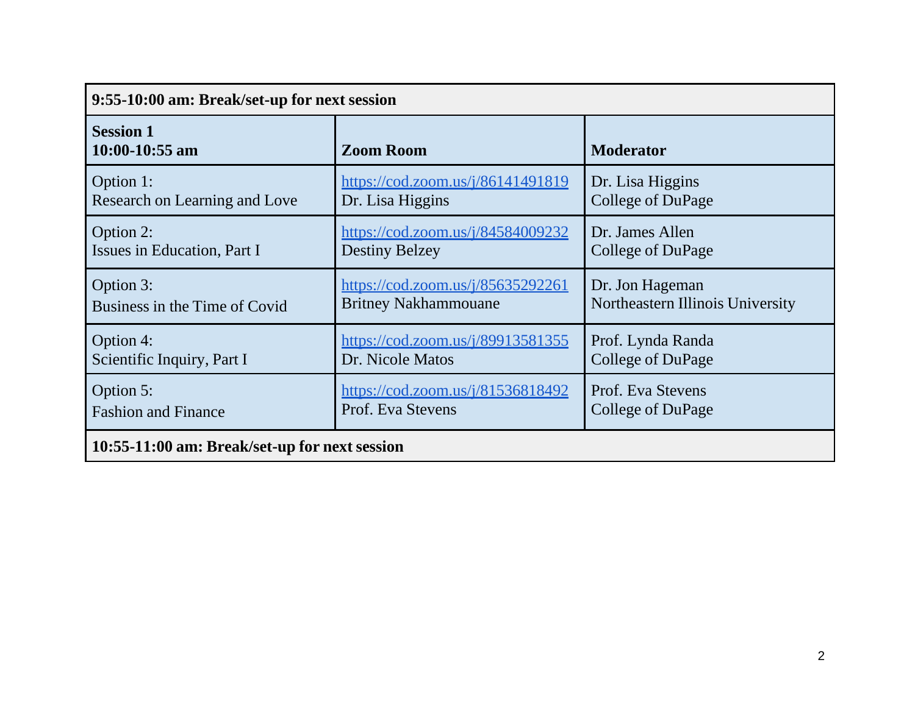| **9:55-10:00 am: Break/set-up for next session** | | |
|---|---|---|
| **Session 1**<br>**10:00-10:55 am** | **Zoom Room** | **Moderator** |
| Option 1:<br>Research on Learning and Love | https://cod.zoom.us/j/86141491819<br>Dr. Lisa Higgins | Dr. Lisa Higgins<br>College of DuPage |
| Option 2:<br>Issues in Education, Part I | https://cod.zoom.us/j/84584009232<br>Destiny Belzey | Dr. James Allen<br>College of DuPage |
| Option 3:<br>Business in the Time of Covid | https://cod.zoom.us/j/85635292261<br>Britney Nakhammouane | Dr. Jon Hageman<br>Northeastern Illinois University |
| Option 4:<br>Scientific Inquiry, Part I | https://cod.zoom.us/j/89913581355<br>Dr. Nicole Matos | Prof. Lynda Randa<br>College of DuPage |
| Option 5:<br>Fashion and Finance | https://cod.zoom.us/j/81536818492<br>Prof. Eva Stevens | Prof. Eva Stevens<br>College of DuPage |
| **10:55-11:00 am: Break/set-up for next session** | | |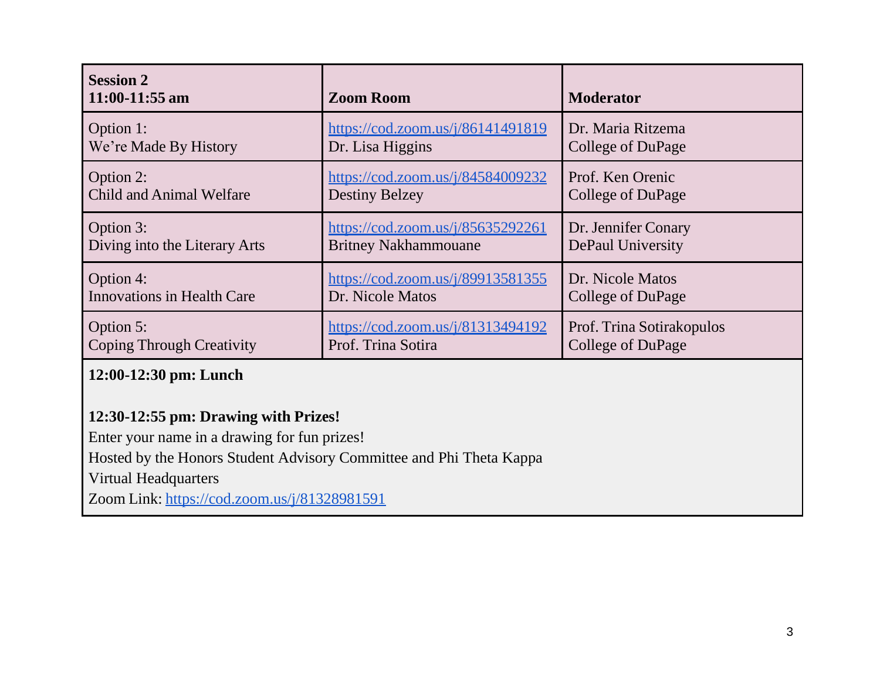| **Session 2**<br>**11:00-11:55 am** | **Zoom Room** | **Moderator** |
|---|---|---|
| Option 1:<br>We're Made By History | https://cod.zoom.us/j/86141491819<br>Dr. Lisa Higgins | Dr. Maria Ritzema<br>College of DuPage |
| Option 2:<br>Child and Animal Welfare | https://cod.zoom.us/j/84584009232<br>Destiny Belzey | Prof. Ken Orenic<br>College of DuPage |
| Option 3:<br>Diving into the Literary Arts | https://cod.zoom.us/j/85635292261<br>Britney Nakhammouane | Dr. Jennifer Conary<br>DePaul University |
| Option 4:<br>Innovations in Health Care | https://cod.zoom.us/j/89913581355<br>Dr. Nicole Matos | Dr. Nicole Matos<br>College of DuPage |
| Option 5:<br>Coping Through Creativity | https://cod.zoom.us/j/81313494192<br>Prof. Trina Sotira | Prof. Trina Sotirakopulos<br>College of DuPage |

**12:00-12:30 pm: Lunch**

**12:30-12:55 pm: Drawing with Prizes!**

Enter your name in a drawing for fun prizes!
Hosted by the Honors Student Advisory Committee and Phi Theta Kappa
Virtual Headquarters
Zoom Link: https://cod.zoom.us/j/81328981591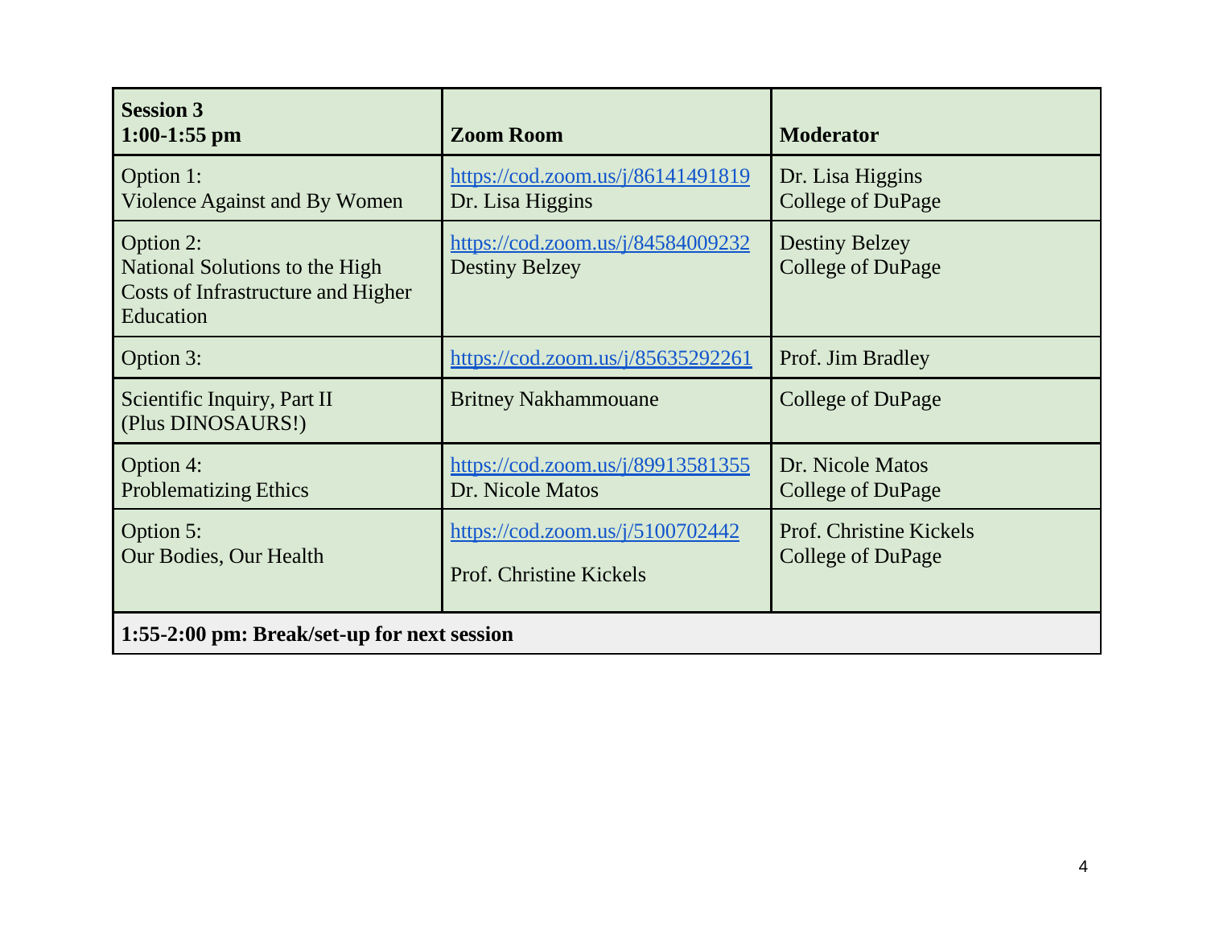| **Session 3**<br>**1:00-1:55 pm** | **Zoom Room** | **Moderator** |
|---|---|---|
| Option 1:<br>Violence Against and By Women | https://cod.zoom.us/j/86141491819<br>Dr. Lisa Higgins | Dr. Lisa Higgins<br>College of DuPage |
| Option 2:<br>National Solutions to the High Costs of Infrastructure and Higher Education | https://cod.zoom.us/j/84584009232<br>Destiny Belzey | Destiny Belzey<br>College of DuPage |
| Option 3: | https://cod.zoom.us/j/85635292261 | Prof. Jim Bradley |
| Scientific Inquiry, Part II<br>(Plus DINOSAURS!) | Britney Nakhammouane | College of DuPage |
| Option 4:<br>Problematizing Ethics | https://cod.zoom.us/j/89913581355<br>Dr. Nicole Matos | Dr. Nicole Matos<br>College of DuPage |
| Option 5:<br>Our Bodies, Our Health | https://cod.zoom.us/j/5100702442<br><br>Prof. Christine Kickels | Prof. Christine Kickels<br>College of DuPage |
| **1:55-2:00 pm: Break/set-up for next session** | | |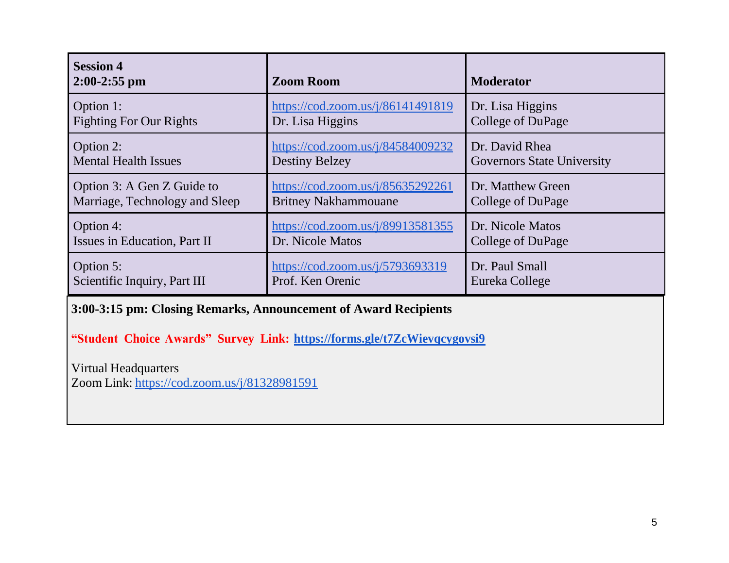| **Session 4**<br>**2:00-2:55 pm** | **Zoom Room** | **Moderator** |
|---|---|---|
| Option 1:<br>Fighting For Our Rights | https://cod.zoom.us/j/86141491819<br>Dr. Lisa Higgins | Dr. Lisa Higgins<br>College of DuPage |
| Option 2:<br>Mental Health Issues | https://cod.zoom.us/j/84584009232<br>Destiny Belzey | Dr. David Rhea<br>Governors State University |
| Option 3: A Gen Z Guide to Marriage, Technology and Sleep | https://cod.zoom.us/j/85635292261<br>Britney Nakhammouane | Dr. Matthew Green<br>College of DuPage |
| Option 4:<br>Issues in Education, Part II | https://cod.zoom.us/j/89913581355<br>Dr. Nicole Matos | Dr. Nicole Matos<br>College of DuPage |
| Option 5:<br>Scientific Inquiry, Part III | https://cod.zoom.us/j/5793693319<br>Prof. Ken Orenic | Dr. Paul Small<br>Eureka College |

**3:00-3:15 pm: Closing Remarks, Announcement of Award Recipients**

**"Student Choice Awards" Survey Link: https://forms.gle/t7ZcWievqcygovsi9**

Virtual Headquarters
Zoom Link: https://cod.zoom.us/j/81328981591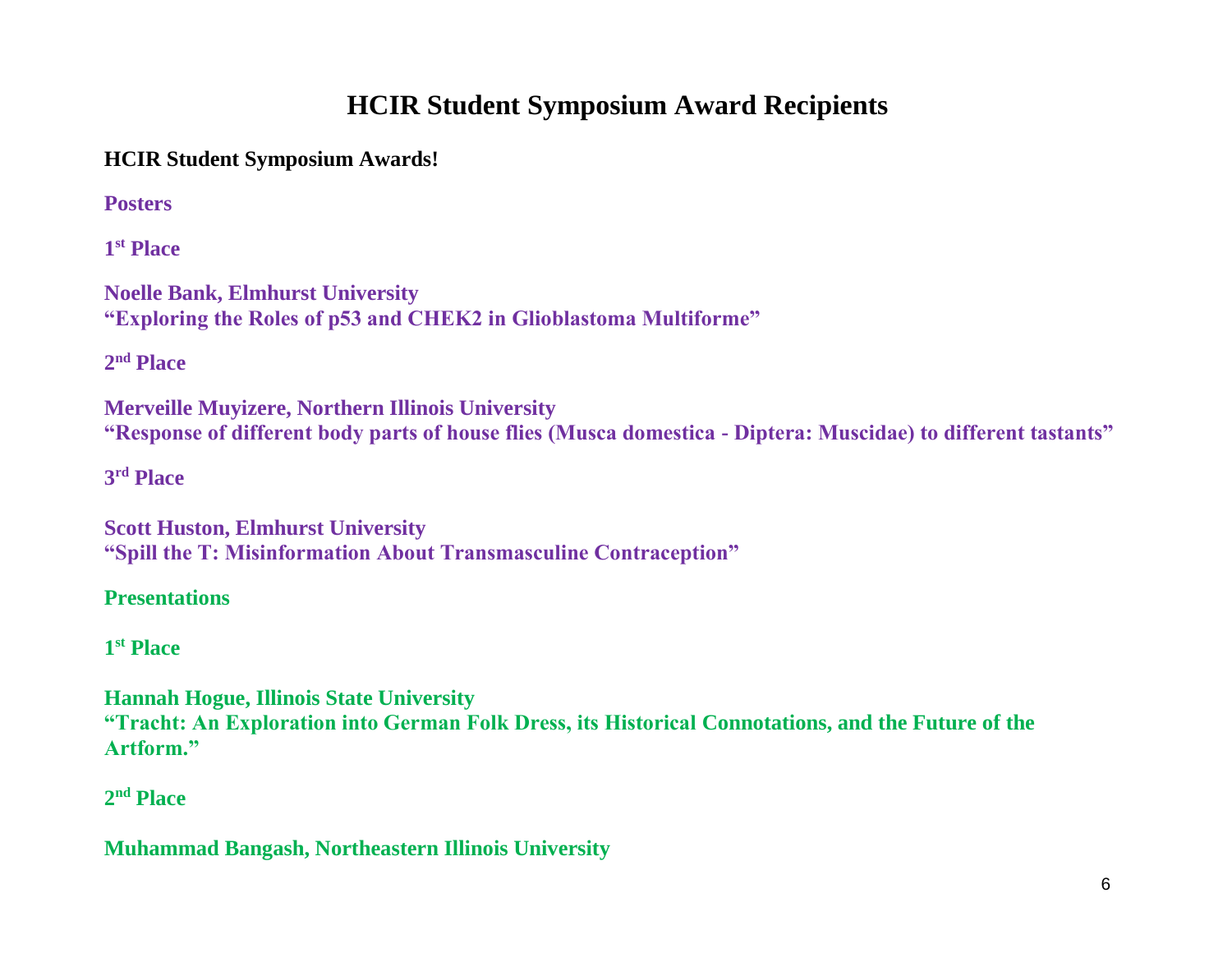# HCIR Student Symposium Award Recipients

**HCIR Student Symposium Awards!**

**Posters**

**1st Place**

**Noelle Bank, Elmhurst University**
**"Exploring the Roles of p53 and CHEK2 in Glioblastoma Multiforme"**

**2nd Place**

**Merveille Muyizere, Northern Illinois University**
**"Response of different body parts of house flies (Musca domestica - Diptera: Muscidae) to different tastants"**

**3rd Place**

**Scott Huston, Elmhurst University**
**"Spill the T: Misinformation About Transmasculine Contraception"**

**Presentations**

**1st Place**

**Hannah Hogue, Illinois State University**
**"Tracht: An Exploration into German Folk Dress, its Historical Connotations, and the Future of the Artform."**

**2nd Place**

**Muhammad Bangash, Northeastern Illinois University**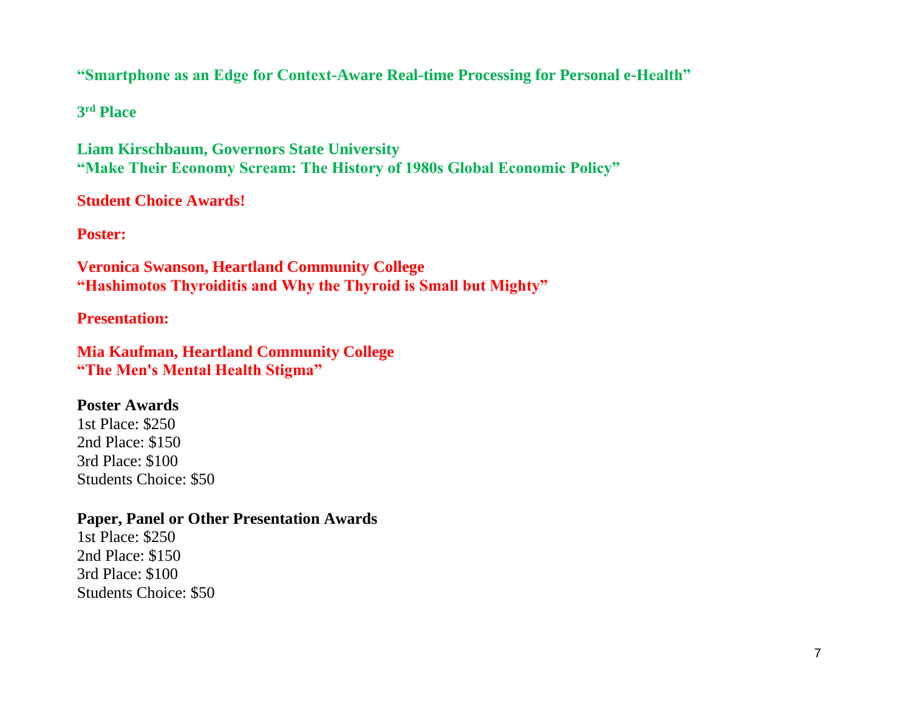**“Smartphone as an Edge for Context-Aware Real-time Processing for Personal e-Health”**

**3rd Place**

**Liam Kirschbaum, Governors State University**
**“Make Their Economy Scream: The History of 1980s Global Economic Policy”**

**Student Choice Awards!**

**Poster:**

**Veronica Swanson, Heartland Community College**
**“Hashimotos Thyroiditis and Why the Thyroid is Small but Mighty”**

**Presentation:**

**Mia Kaufman, Heartland Community College**
**“The Men's Mental Health Stigma”**

**Poster Awards**
1st Place: $250
2nd Place: $150
3rd Place: $100
Students Choice: $50

**Paper, Panel or Other Presentation Awards**
1st Place: $250
2nd Place: $150
3rd Place: $100
Students Choice: $50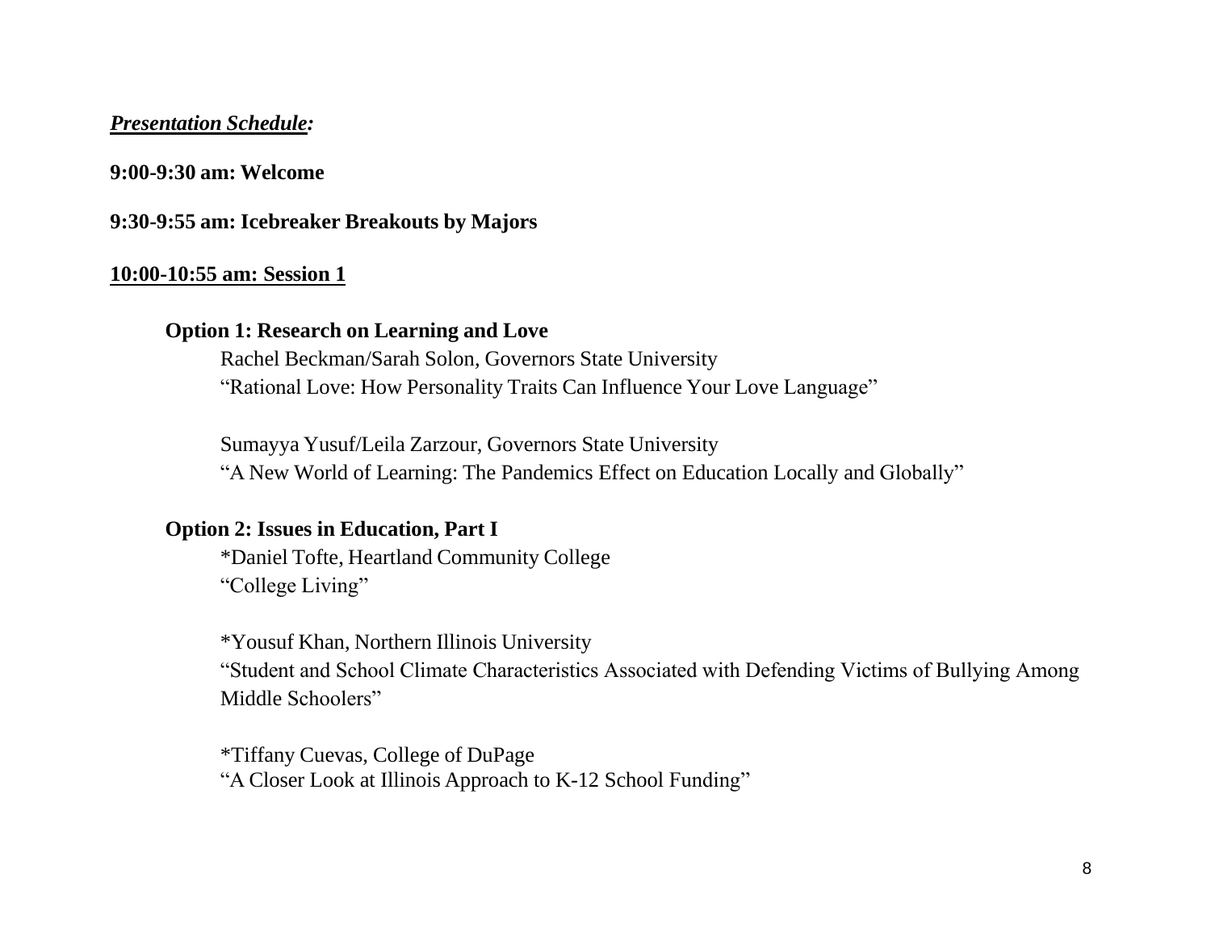***Presentation Schedule:***

**9:00-9:30 am: Welcome**

**9:30-9:55 am: Icebreaker Breakouts by Majors**

**10:00-10:55 am: Session 1**

**Option 1: Research on Learning and Love**

Rachel Beckman/Sarah Solon, Governors State University
"Rational Love: How Personality Traits Can Influence Your Love Language"

Sumayya Yusuf/Leila Zarzour, Governors State University
"A New World of Learning: The Pandemics Effect on Education Locally and Globally"

**Option 2: Issues in Education, Part I**

*Daniel Tofte, Heartland Community College
"College Living"

*Yousuf Khan, Northern Illinois University
"Student and School Climate Characteristics Associated with Defending Victims of Bullying Among Middle Schoolers"

*Tiffany Cuevas, College of DuPage
"A Closer Look at Illinois Approach to K-12 School Funding"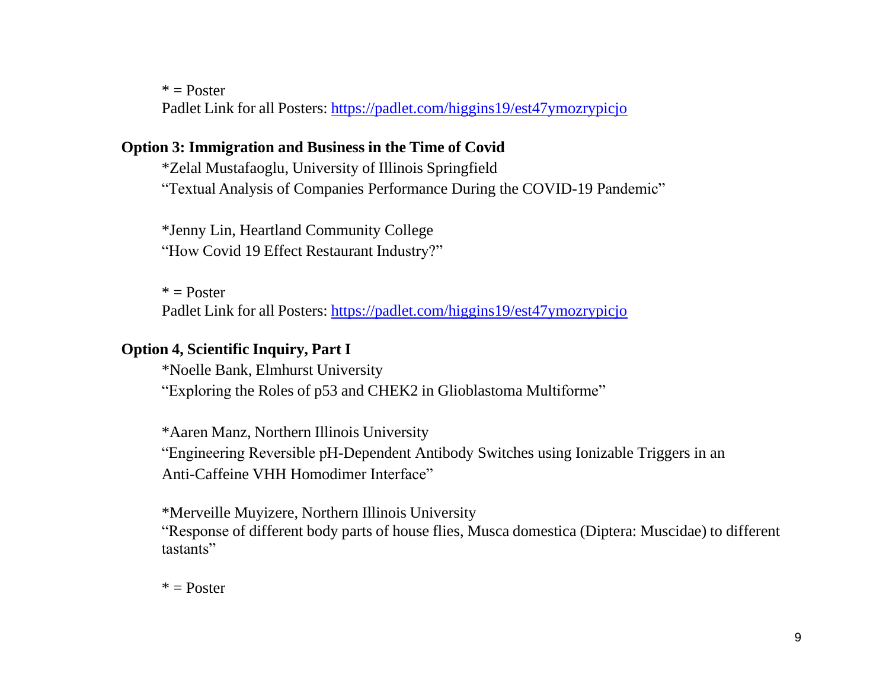* = Poster
Padlet Link for all Posters: [https://padlet.com/higgins19/est47ymozrypicjo](https://padlet.com/higgins19/est47ymozrypicjo)

**Option 3: Immigration and Business in the Time of Covid**

*Zelal Mustafaoglu, University of Illinois Springfield
"Textual Analysis of Companies Performance During the COVID-19 Pandemic"

*Jenny Lin, Heartland Community College
"How Covid 19 Effect Restaurant Industry?"

* = Poster
Padlet Link for all Posters: [https://padlet.com/higgins19/est47ymozrypicjo](https://padlet.com/higgins19/est47ymozrypicjo)

**Option 4, Scientific Inquiry, Part I**

*Noelle Bank, Elmhurst University
"Exploring the Roles of p53 and CHEK2 in Glioblastoma Multiforme"

*Aaren Manz, Northern Illinois University
"Engineering Reversible pH-Dependent Antibody Switches using Ionizable Triggers in an Anti-Caffeine VHH Homodimer Interface"

*Merveille Muyizere, Northern Illinois University
"Response of different body parts of house flies, Musca domestica (Diptera: Muscidae) to different tastants"

* = Poster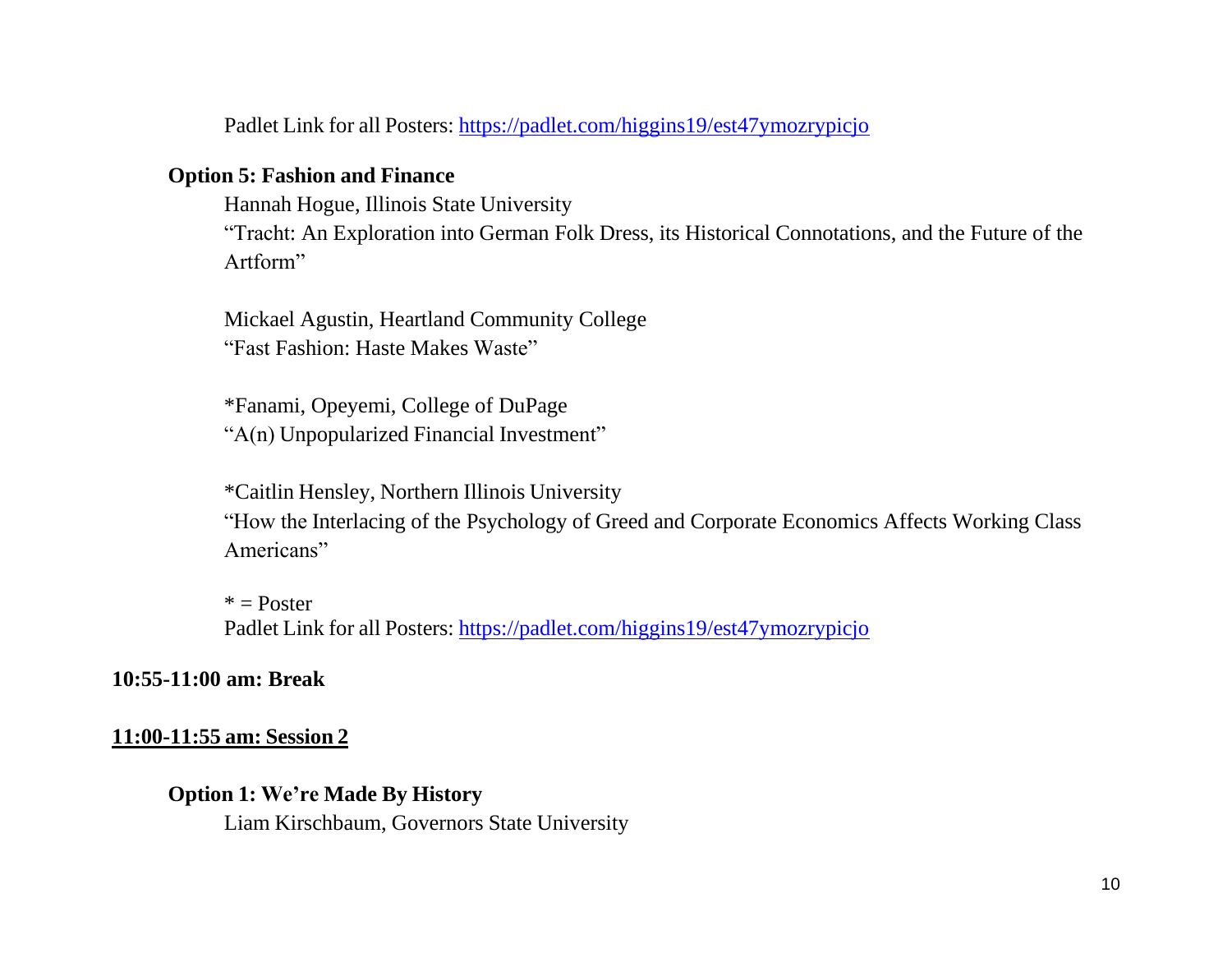Padlet Link for all Posters: https://padlet.com/higgins19/est47ymozrypicjo

**Option 5: Fashion and Finance**

Hannah Hogue, Illinois State University
"Tracht: An Exploration into German Folk Dress, its Historical Connotations, and the Future of the Artform"

Mickael Agustin, Heartland Community College
"Fast Fashion: Haste Makes Waste"

*Fanami, Opeyemi, College of DuPage
"A(n) Unpopularized Financial Investment"

*Caitlin Hensley, Northern Illinois University
"How the Interlacing of the Psychology of Greed and Corporate Economics Affects Working Class Americans"

* = Poster
Padlet Link for all Posters: https://padlet.com/higgins19/est47ymozrypicjo

**10:55-11:00 am: Break**

**<u>11:00-11:55 am: Session 2</u>**

**Option 1: We're Made By History**

Liam Kirschbaum, Governors State University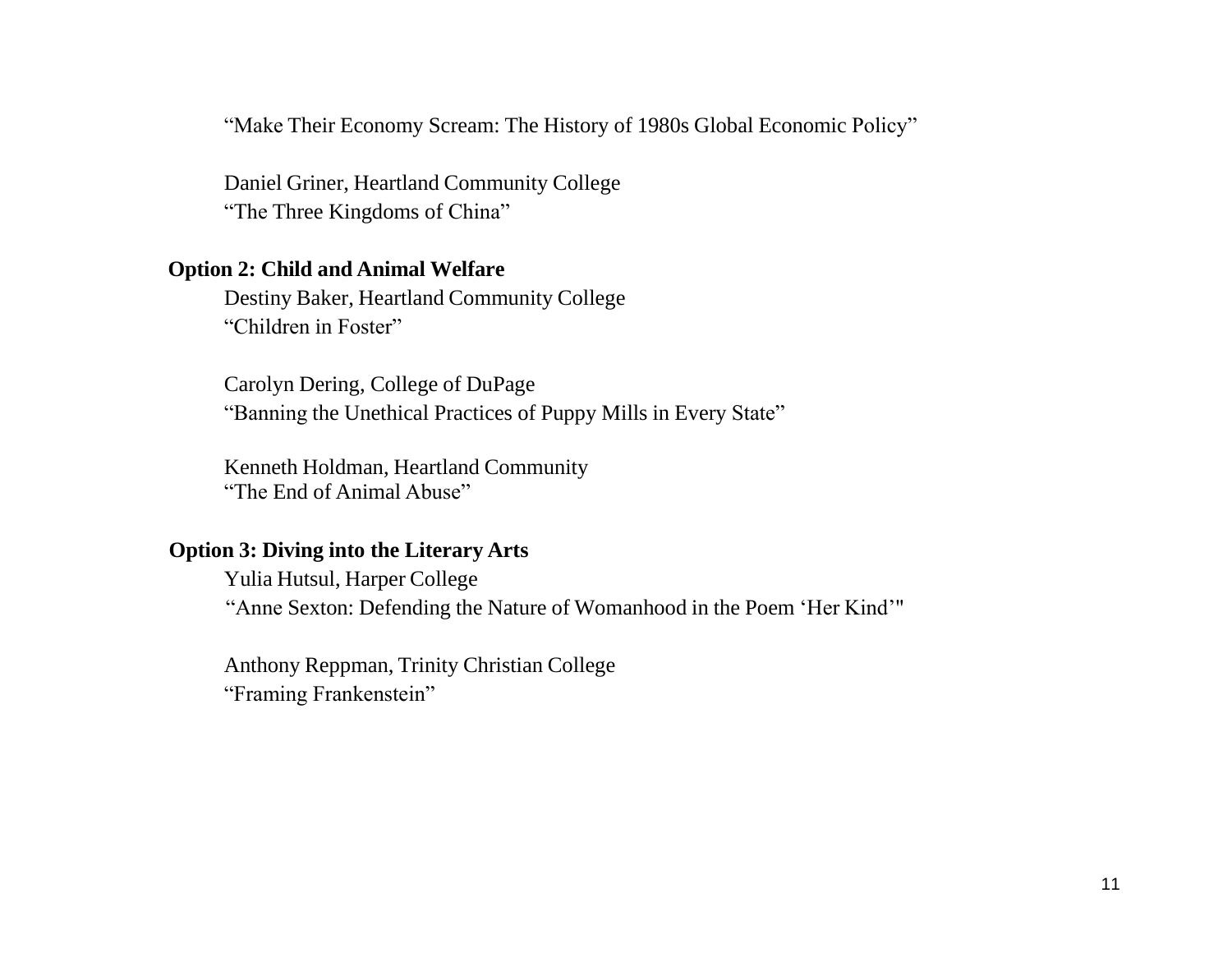"Make Their Economy Scream: The History of 1980s Global Economic Policy"

Daniel Griner, Heartland Community College
"The Three Kingdoms of China"

**Option 2: Child and Animal Welfare**

Destiny Baker, Heartland Community College
"Children in Foster"

Carolyn Dering, College of DuPage
"Banning the Unethical Practices of Puppy Mills in Every State"

Kenneth Holdman, Heartland Community
"The End of Animal Abuse"

**Option 3: Diving into the Literary Arts**

Yulia Hutsul, Harper College
"Anne Sexton: Defending the Nature of Womanhood in the Poem 'Her Kind'"

Anthony Reppman, Trinity Christian College
"Framing Frankenstein"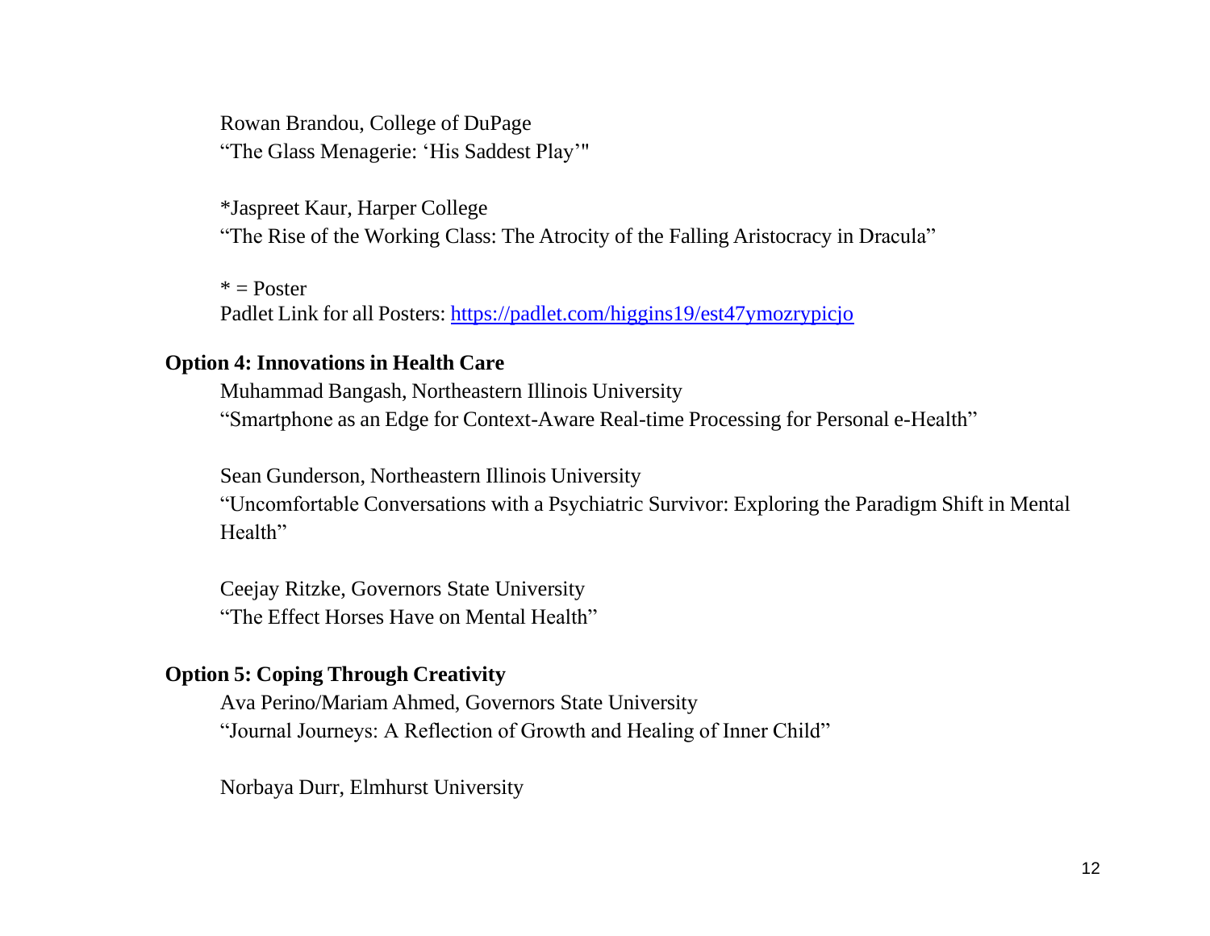Rowan Brandou, College of DuPage
"The Glass Menagerie: 'His Saddest Play'"

*Jaspreet Kaur, Harper College
"The Rise of the Working Class: The Atrocity of the Falling Aristocracy in Dracula"

* = Poster
Padlet Link for all Posters: [https://padlet.com/higgins19/est47ymozrypicjo](https://padlet.com/higgins19/est47ymozrypicjo)

**Option 4: Innovations in Health Care**

Muhammad Bangash, Northeastern Illinois University
"Smartphone as an Edge for Context-Aware Real-time Processing for Personal e-Health"

Sean Gunderson, Northeastern Illinois University
"Uncomfortable Conversations with a Psychiatric Survivor: Exploring the Paradigm Shift in Mental Health"

Ceejay Ritzke, Governors State University
"The Effect Horses Have on Mental Health"

**Option 5: Coping Through Creativity**

Ava Perino/Mariam Ahmed, Governors State University
"Journal Journeys: A Reflection of Growth and Healing of Inner Child"

Norbaya Durr, Elmhurst University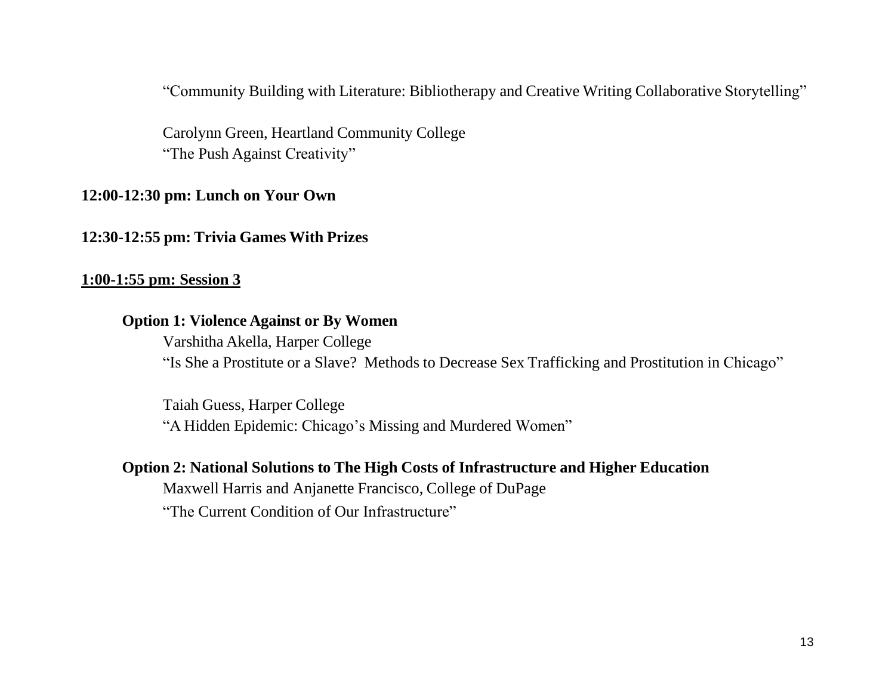"Community Building with Literature: Bibliotherapy and Creative Writing Collaborative Storytelling"

Carolynn Green, Heartland Community College
"The Push Against Creativity"

**12:00-12:30 pm: Lunch on Your Own**

**12:30-12:55 pm: Trivia Games With Prizes**

**<u>1:00-1:55 pm: Session 3</u>**

**Option 1: Violence Against or By Women**

Varshitha Akella, Harper College
"Is She a Prostitute or a Slave? Methods to Decrease Sex Trafficking and Prostitution in Chicago"

Taiah Guess, Harper College
"A Hidden Epidemic: Chicago's Missing and Murdered Women"

**Option 2: National Solutions to The High Costs of Infrastructure and Higher Education**

Maxwell Harris and Anjanette Francisco, College of DuPage
"The Current Condition of Our Infrastructure"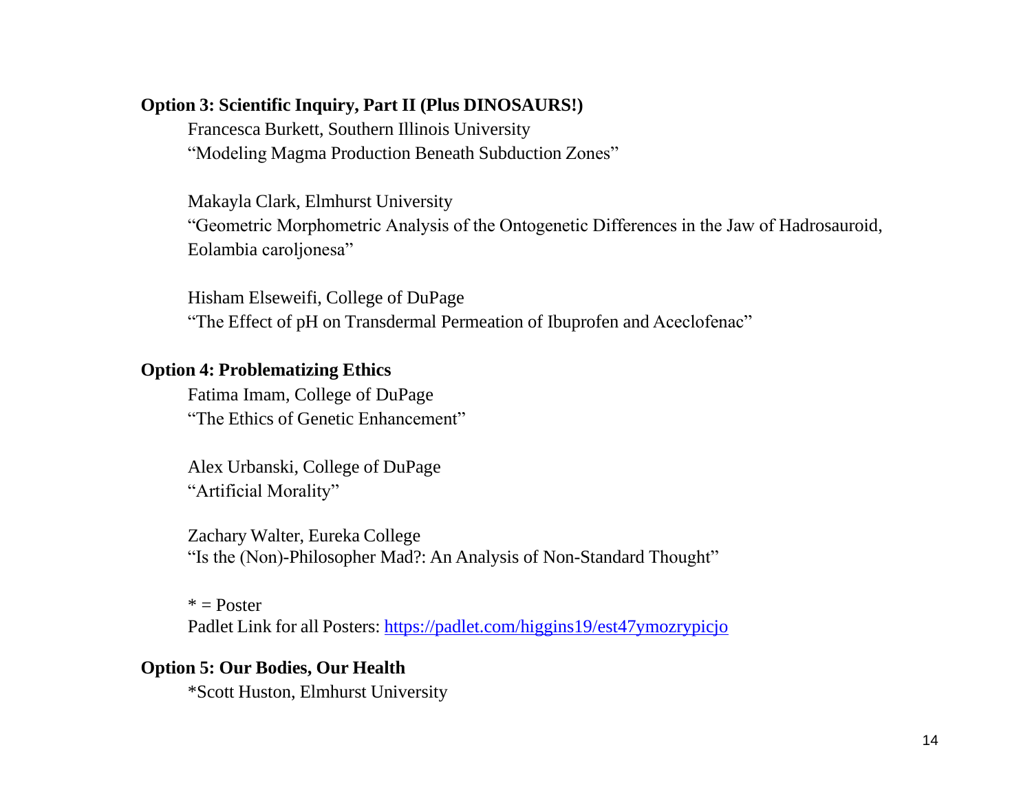**Option 3: Scientific Inquiry, Part II (Plus DINOSAURS!)**

Francesca Burkett, Southern Illinois University
"Modeling Magma Production Beneath Subduction Zones"

Makayla Clark, Elmhurst University
"Geometric Morphometric Analysis of the Ontogenetic Differences in the Jaw of Hadrosauroid, Eolambia caroljonesa"

Hisham Elseweifi, College of DuPage
"The Effect of pH on Transdermal Permeation of Ibuprofen and Aceclofenac"

**Option 4: Problematizing Ethics**

Fatima Imam, College of DuPage
"The Ethics of Genetic Enhancement"

Alex Urbanski, College of DuPage
"Artificial Morality"

Zachary Walter, Eureka College
"Is the (Non)-Philosopher Mad?: An Analysis of Non-Standard Thought"

* = Poster
Padlet Link for all Posters: [https://padlet.com/higgins19/est47ymozrypicjo](https://padlet.com/higgins19/est47ymozrypicjo)

**Option 5: Our Bodies, Our Health**

*Scott Huston, Elmhurst University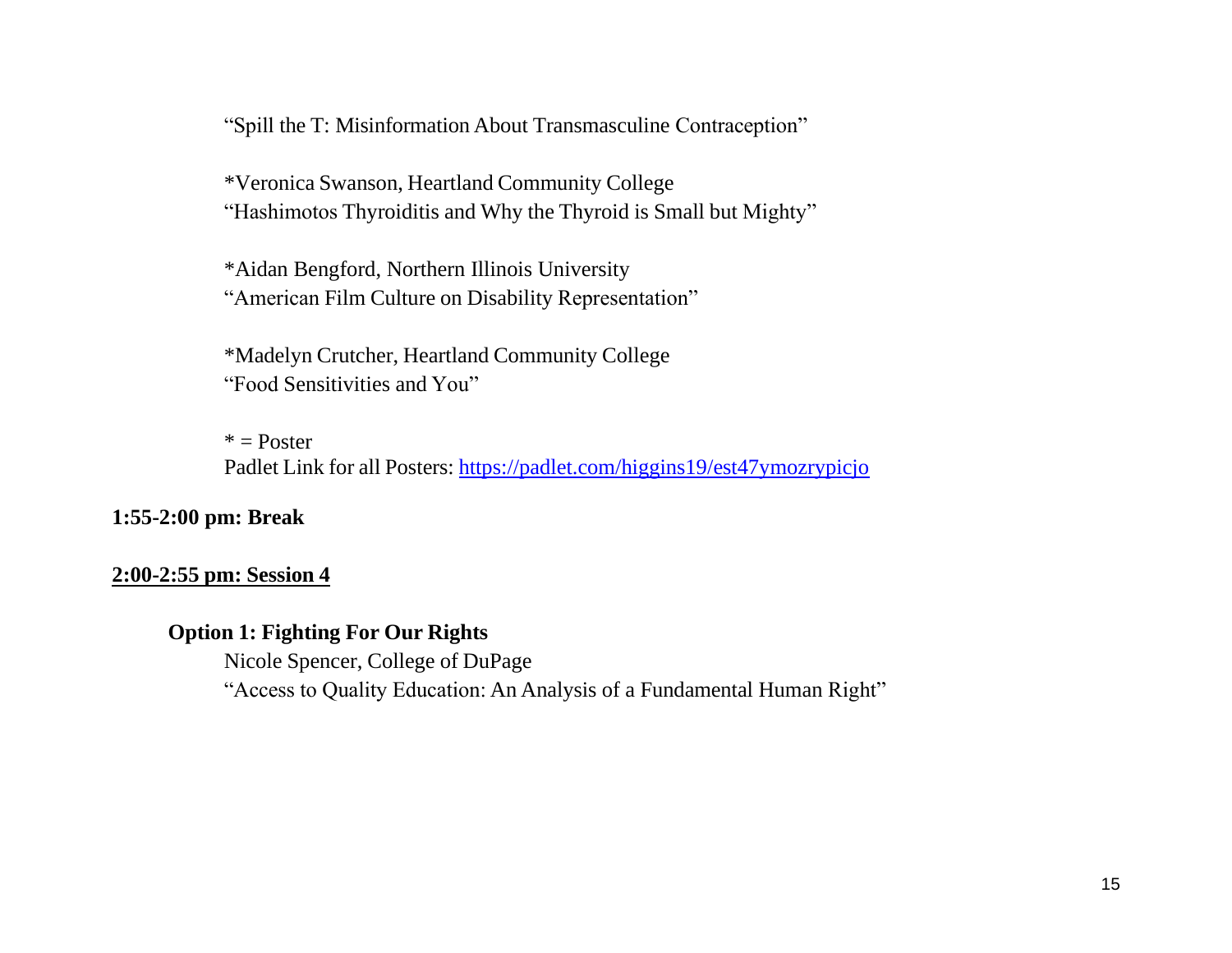"Spill the T: Misinformation About Transmasculine Contraception"

*Veronica Swanson, Heartland Community College
"Hashimotos Thyroiditis and Why the Thyroid is Small but Mighty"

*Aidan Bengford, Northern Illinois University
"American Film Culture on Disability Representation"

*Madelyn Crutcher, Heartland Community College
"Food Sensitivities and You"

* = Poster
Padlet Link for all Posters: [https://padlet.com/higgins19/est47ymozrypicjo](https://padlet.com/higgins19/est47ymozrypicjo)

**1:55-2:00 pm: Break**

**2:00-2:55 pm: Session 4**

**Option 1: Fighting For Our Rights**

Nicole Spencer, College of DuPage
"Access to Quality Education: An Analysis of a Fundamental Human Right"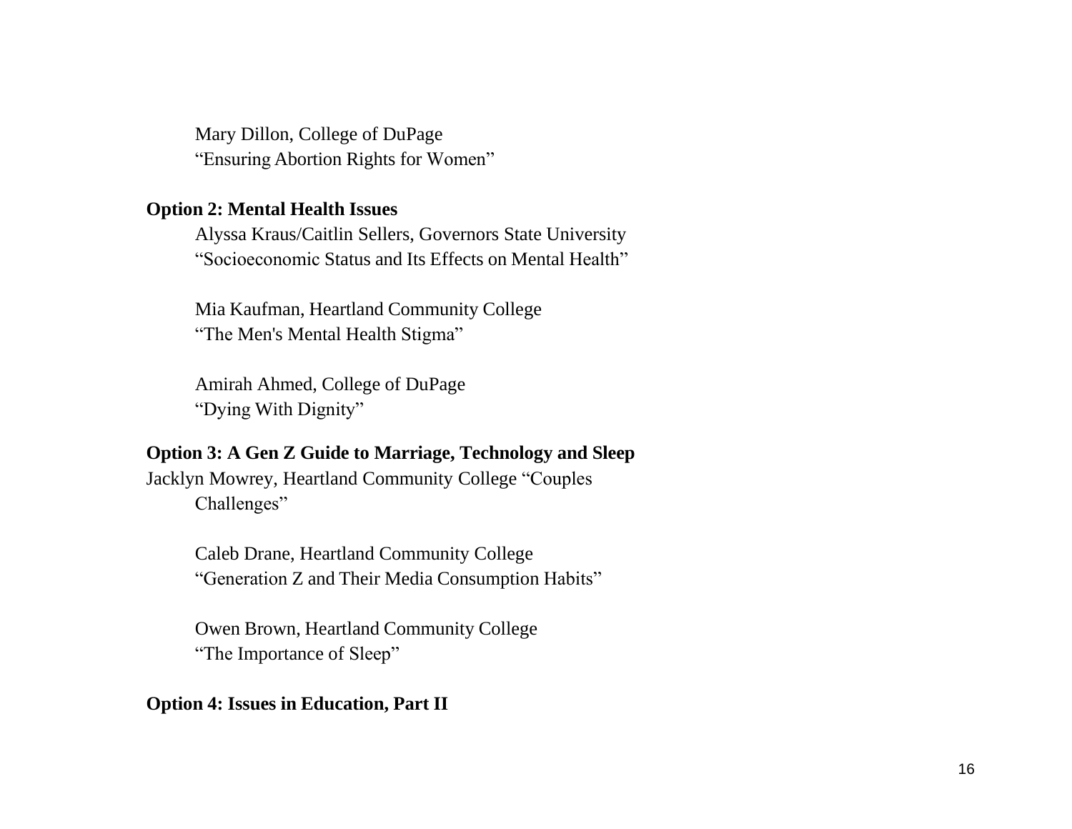Mary Dillon, College of DuPage
"Ensuring Abortion Rights for Women"

**Option 2: Mental Health Issues**

Alyssa Kraus/Caitlin Sellers, Governors State University
"Socioeconomic Status and Its Effects on Mental Health"

Mia Kaufman, Heartland Community College
"The Men's Mental Health Stigma"

Amirah Ahmed, College of DuPage
"Dying With Dignity"

**Option 3: A Gen Z Guide to Marriage, Technology and Sleep**

Jacklyn Mowrey, Heartland Community College "Couples Challenges"

Caleb Drane, Heartland Community College
"Generation Z and Their Media Consumption Habits"

Owen Brown, Heartland Community College
"The Importance of Sleep"

**Option 4: Issues in Education, Part II**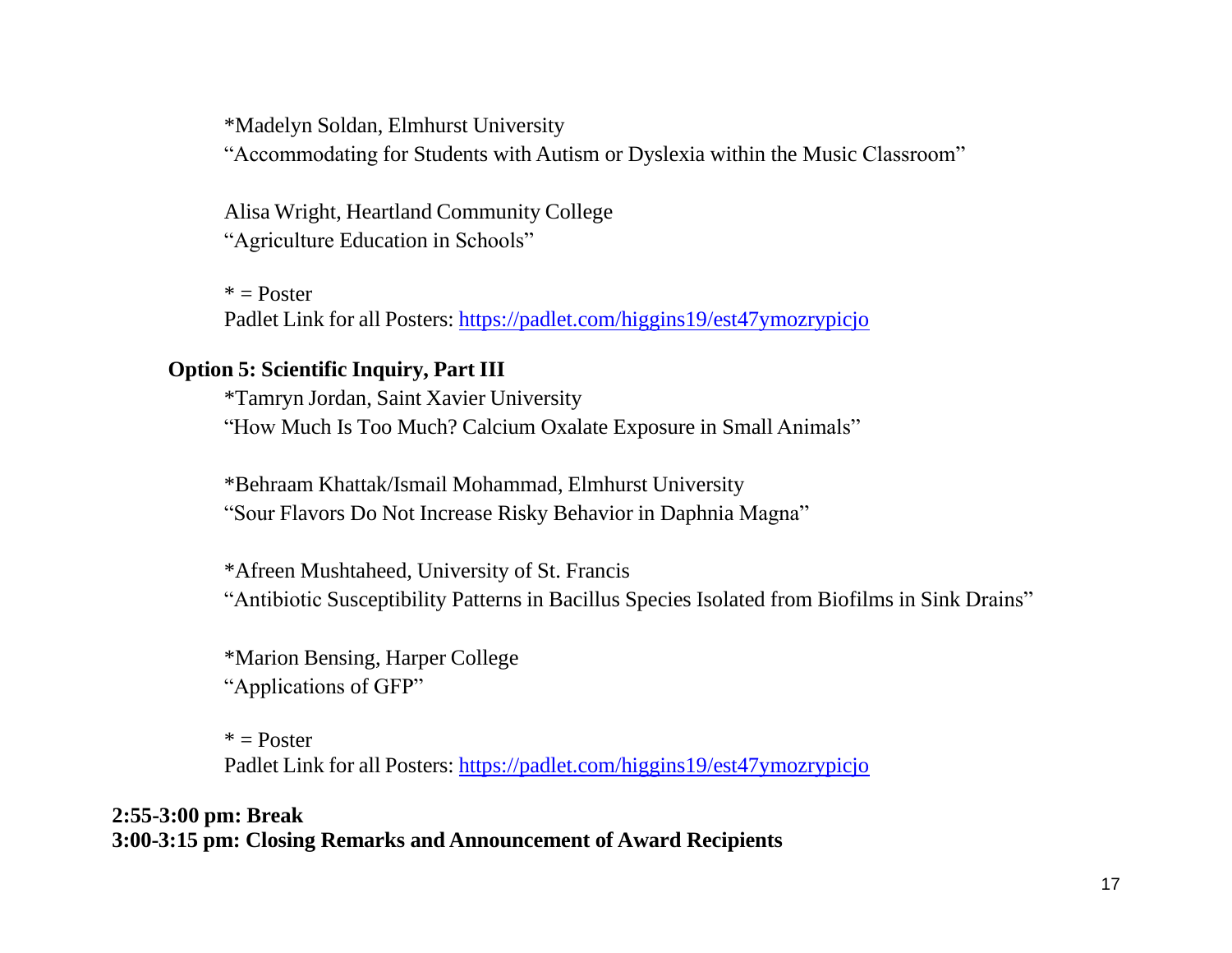*Madelyn Soldan, Elmhurst University
"Accommodating for Students with Autism or Dyslexia within the Music Classroom"

Alisa Wright, Heartland Community College
"Agriculture Education in Schools"

* = Poster
Padlet Link for all Posters: https://padlet.com/higgins19/est47ymozrypicjo

**Option 5: Scientific Inquiry, Part III**

*Tamryn Jordan, Saint Xavier University
"How Much Is Too Much? Calcium Oxalate Exposure in Small Animals"

*Behraam Khattak/Ismail Mohammad, Elmhurst University
"Sour Flavors Do Not Increase Risky Behavior in Daphnia Magna"

*Afreen Mushtaheed, University of St. Francis
"Antibiotic Susceptibility Patterns in Bacillus Species Isolated from Biofilms in Sink Drains"

*Marion Bensing, Harper College
"Applications of GFP"

* = Poster
Padlet Link for all Posters: https://padlet.com/higgins19/est47ymozrypicjo

**2:55-3:00 pm: Break**
**3:00-3:15 pm: Closing Remarks and Announcement of Award Recipients**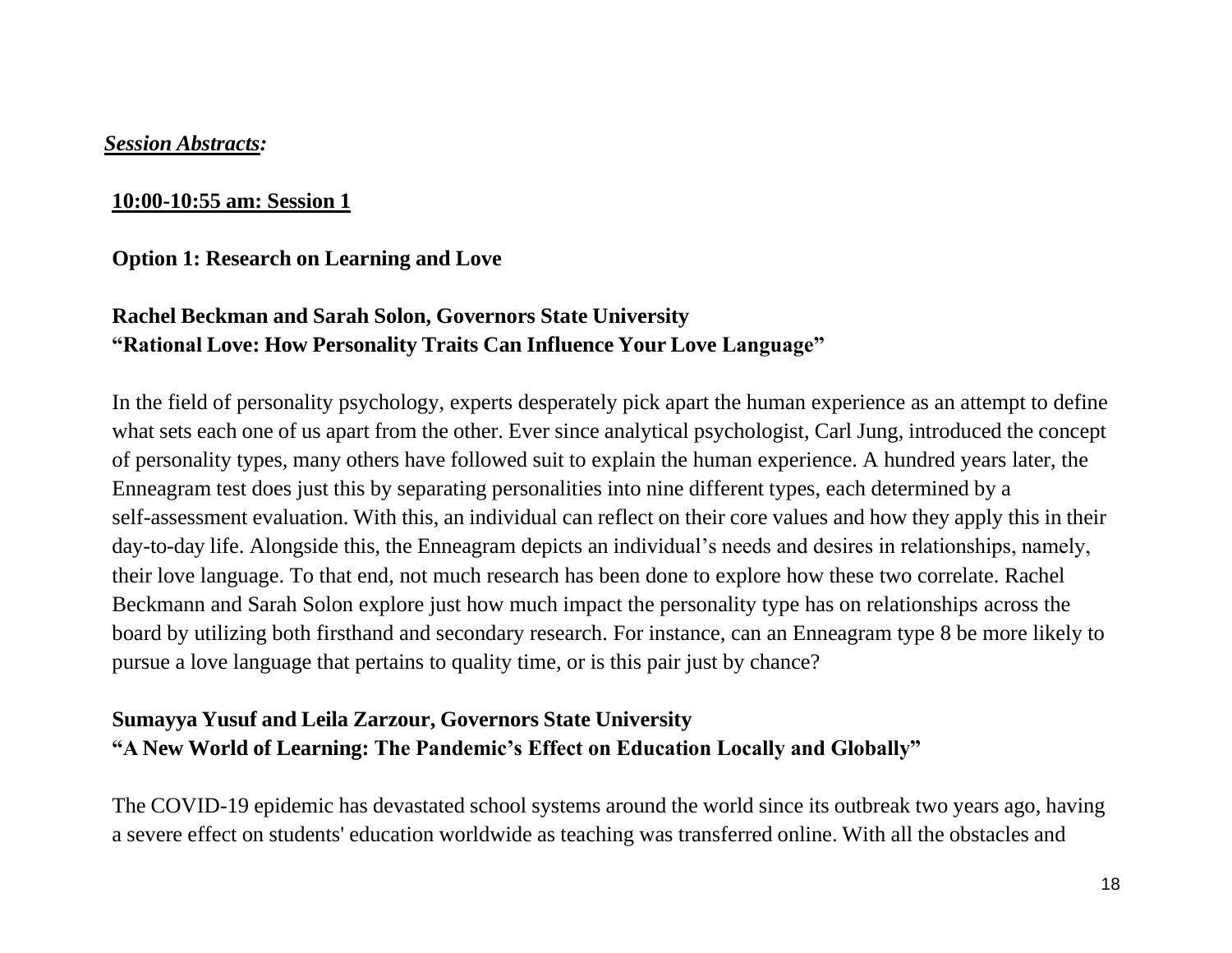***Session Abstracts:***

**10:00-10:55 am: Session 1**

**Option 1: Research on Learning and Love**

**Rachel Beckman and Sarah Solon, Governors State University**
**"Rational Love: How Personality Traits Can Influence Your Love Language"**

In the field of personality psychology, experts desperately pick apart the human experience as an attempt to define what sets each one of us apart from the other. Ever since analytical psychologist, Carl Jung, introduced the concept of personality types, many others have followed suit to explain the human experience. A hundred years later, the Enneagram test does just this by separating personalities into nine different types, each determined by a self-assessment evaluation. With this, an individual can reflect on their core values and how they apply this in their day-to-day life. Alongside this, the Enneagram depicts an individual's needs and desires in relationships, namely, their love language. To that end, not much research has been done to explore how these two correlate. Rachel Beckmann and Sarah Solon explore just how much impact the personality type has on relationships across the board by utilizing both firsthand and secondary research. For instance, can an Enneagram type 8 be more likely to pursue a love language that pertains to quality time, or is this pair just by chance?

**Sumayya Yusuf and Leila Zarzour, Governors State University**
**"A New World of Learning: The Pandemic's Effect on Education Locally and Globally"**

The COVID-19 epidemic has devastated school systems around the world since its outbreak two years ago, having a severe effect on students' education worldwide as teaching was transferred online. With all the obstacles and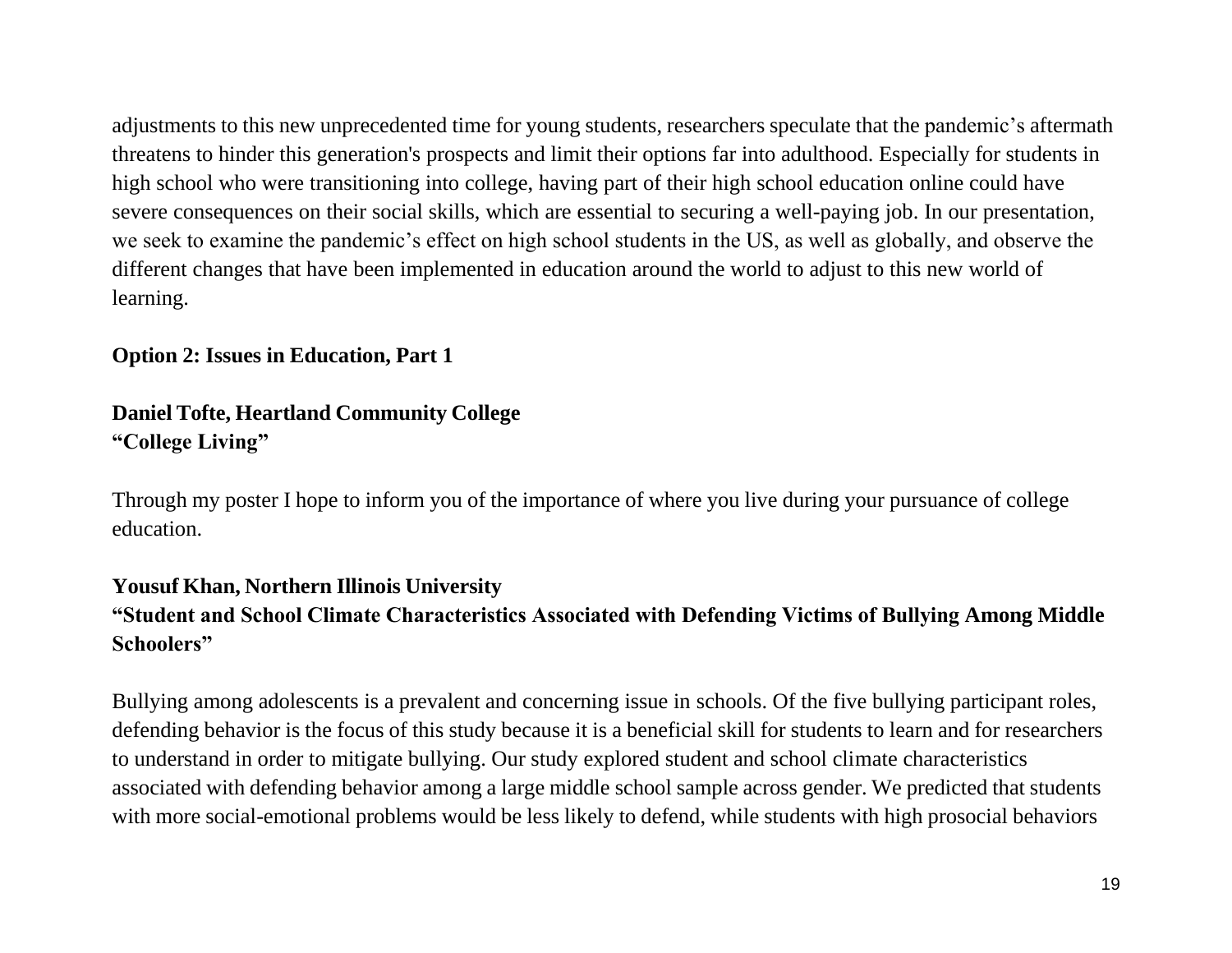adjustments to this new unprecedented time for young students, researchers speculate that the pandemic's aftermath threatens to hinder this generation's prospects and limit their options far into adulthood. Especially for students in high school who were transitioning into college, having part of their high school education online could have severe consequences on their social skills, which are essential to securing a well-paying job. In our presentation, we seek to examine the pandemic's effect on high school students in the US, as well as globally, and observe the different changes that have been implemented in education around the world to adjust to this new world of learning.

**Option 2: Issues in Education, Part 1**

**Daniel Tofte, Heartland Community College**
**"College Living"**

Through my poster I hope to inform you of the importance of where you live during your pursuance of college education.

**Yousuf Khan, Northern Illinois University**
**"Student and School Climate Characteristics Associated with Defending Victims of Bullying Among Middle Schoolers"**

Bullying among adolescents is a prevalent and concerning issue in schools. Of the five bullying participant roles, defending behavior is the focus of this study because it is a beneficial skill for students to learn and for researchers to understand in order to mitigate bullying. Our study explored student and school climate characteristics associated with defending behavior among a large middle school sample across gender. We predicted that students with more social-emotional problems would be less likely to defend, while students with high prosocial behaviors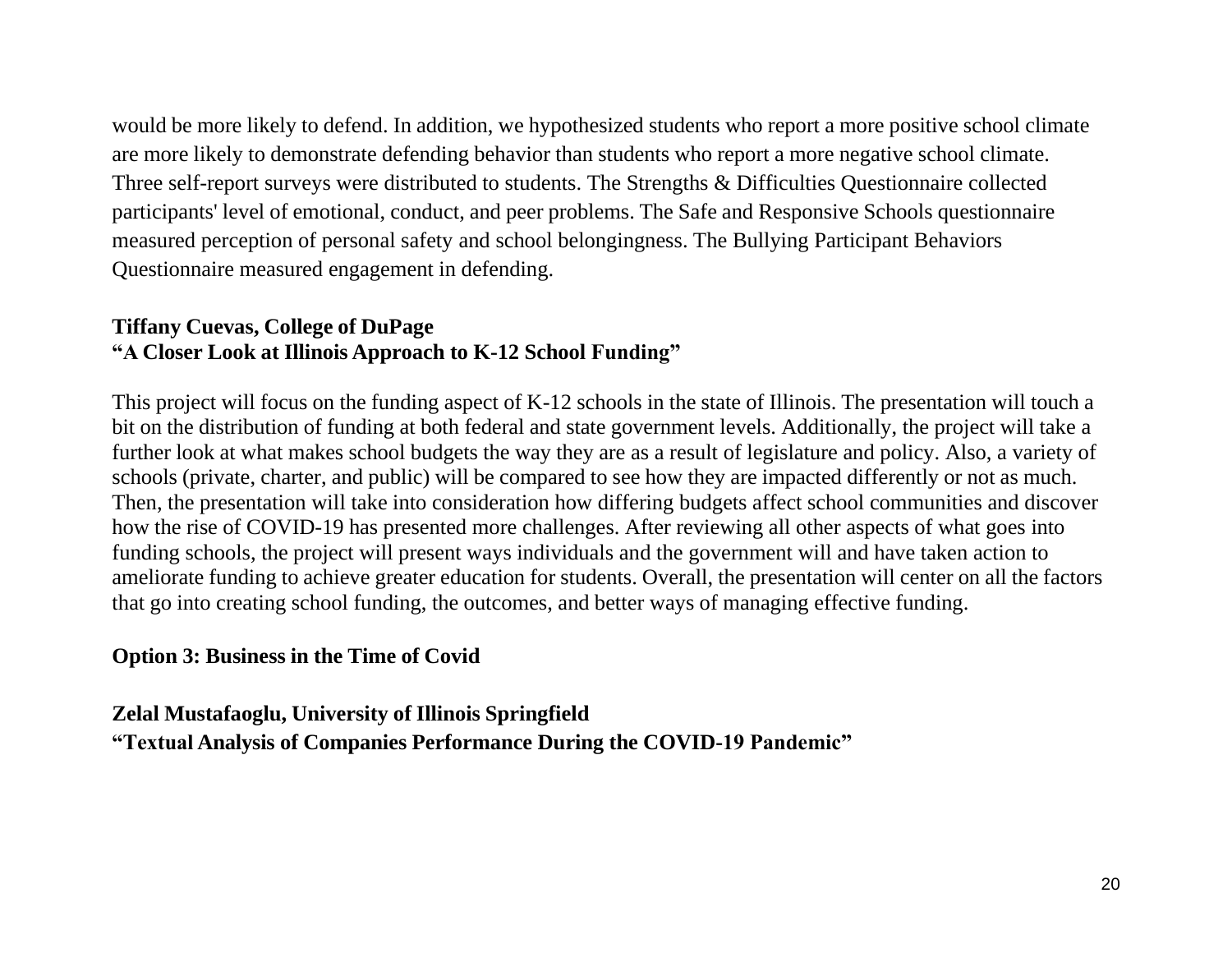would be more likely to defend. In addition, we hypothesized students who report a more positive school climate are more likely to demonstrate defending behavior than students who report a more negative school climate. Three self-report surveys were distributed to students. The Strengths & Difficulties Questionnaire collected participants' level of emotional, conduct, and peer problems. The Safe and Responsive Schools questionnaire measured perception of personal safety and school belongingness. The Bullying Participant Behaviors Questionnaire measured engagement in defending.

**Tiffany Cuevas, College of DuPage**
**"A Closer Look at Illinois Approach to K-12 School Funding"**

This project will focus on the funding aspect of K-12 schools in the state of Illinois. The presentation will touch a bit on the distribution of funding at both federal and state government levels. Additionally, the project will take a further look at what makes school budgets the way they are as a result of legislature and policy. Also, a variety of schools (private, charter, and public) will be compared to see how they are impacted differently or not as much. Then, the presentation will take into consideration how differing budgets affect school communities and discover how the rise of COVID-19 has presented more challenges. After reviewing all other aspects of what goes into funding schools, the project will present ways individuals and the government will and have taken action to ameliorate funding to achieve greater education for students. Overall, the presentation will center on all the factors that go into creating school funding, the outcomes, and better ways of managing effective funding.

**Option 3: Business in the Time of Covid**

**Zelal Mustafaoglu, University of Illinois Springfield**
**"Textual Analysis of Companies Performance During the COVID-19 Pandemic"**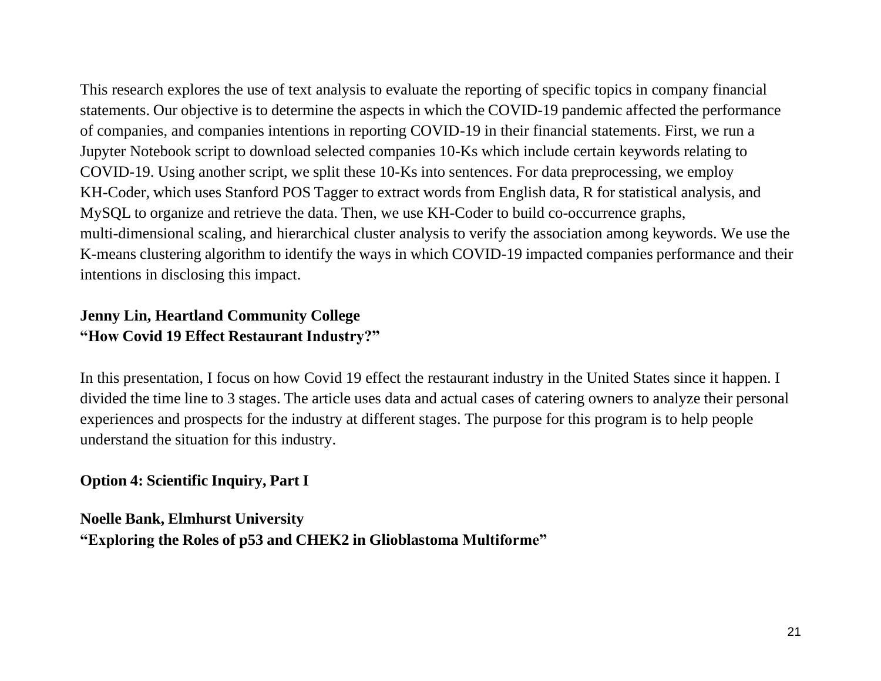This research explores the use of text analysis to evaluate the reporting of specific topics in company financial statements. Our objective is to determine the aspects in which the COVID-19 pandemic affected the performance of companies, and companies intentions in reporting COVID-19 in their financial statements. First, we run a Jupyter Notebook script to download selected companies 10-Ks which include certain keywords relating to COVID-19. Using another script, we split these 10-Ks into sentences. For data preprocessing, we employ KH-Coder, which uses Stanford POS Tagger to extract words from English data, R for statistical analysis, and MySQL to organize and retrieve the data. Then, we use KH-Coder to build co-occurrence graphs, multi-dimensional scaling, and hierarchical cluster analysis to verify the association among keywords. We use the K-means clustering algorithm to identify the ways in which COVID-19 impacted companies performance and their intentions in disclosing this impact.

**Jenny Lin, Heartland Community College**
**"How Covid 19 Effect Restaurant Industry?"**

In this presentation, I focus on how Covid 19 effect the restaurant industry in the United States since it happen. I divided the time line to 3 stages. The article uses data and actual cases of catering owners to analyze their personal experiences and prospects for the industry at different stages. The purpose for this program is to help people understand the situation for this industry.

**Option 4: Scientific Inquiry, Part I**

**Noelle Bank, Elmhurst University**
**"Exploring the Roles of p53 and CHEK2 in Glioblastoma Multiforme"**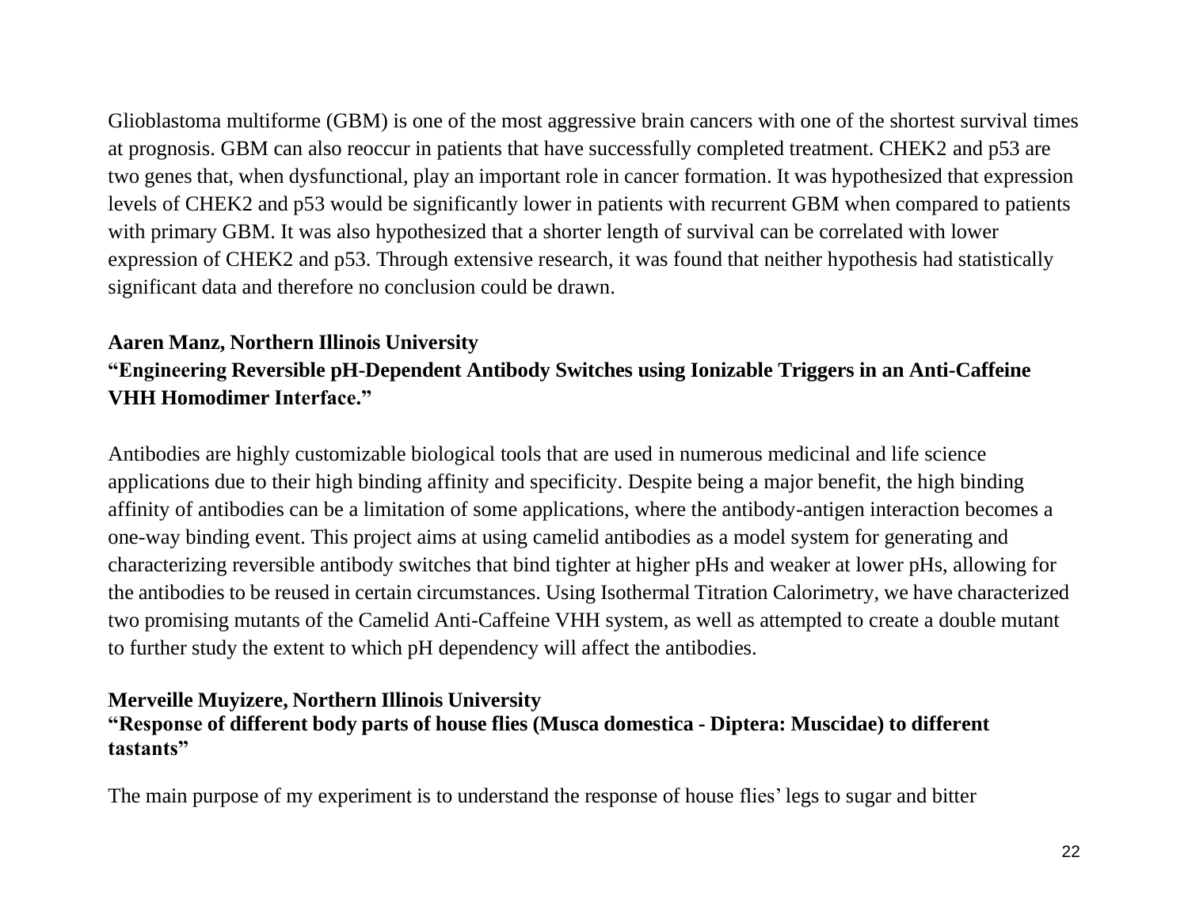Glioblastoma multiforme (GBM) is one of the most aggressive brain cancers with one of the shortest survival times at prognosis. GBM can also reoccur in patients that have successfully completed treatment. CHEK2 and p53 are two genes that, when dysfunctional, play an important role in cancer formation. It was hypothesized that expression levels of CHEK2 and p53 would be significantly lower in patients with recurrent GBM when compared to patients with primary GBM. It was also hypothesized that a shorter length of survival can be correlated with lower expression of CHEK2 and p53. Through extensive research, it was found that neither hypothesis had statistically significant data and therefore no conclusion could be drawn.

**Aaren Manz, Northern Illinois University**
**"Engineering Reversible pH-Dependent Antibody Switches using Ionizable Triggers in an Anti-Caffeine VHH Homodimer Interface."**

Antibodies are highly customizable biological tools that are used in numerous medicinal and life science applications due to their high binding affinity and specificity. Despite being a major benefit, the high binding affinity of antibodies can be a limitation of some applications, where the antibody-antigen interaction becomes a one-way binding event. This project aims at using camelid antibodies as a model system for generating and characterizing reversible antibody switches that bind tighter at higher pHs and weaker at lower pHs, allowing for the antibodies to be reused in certain circumstances. Using Isothermal Titration Calorimetry, we have characterized two promising mutants of the Camelid Anti-Caffeine VHH system, as well as attempted to create a double mutant to further study the extent to which pH dependency will affect the antibodies.

**Merveille Muyizere, Northern Illinois University**
**"Response of different body parts of house flies (Musca domestica - Diptera: Muscidae) to different tastants"**

The main purpose of my experiment is to understand the response of house flies' legs to sugar and bitter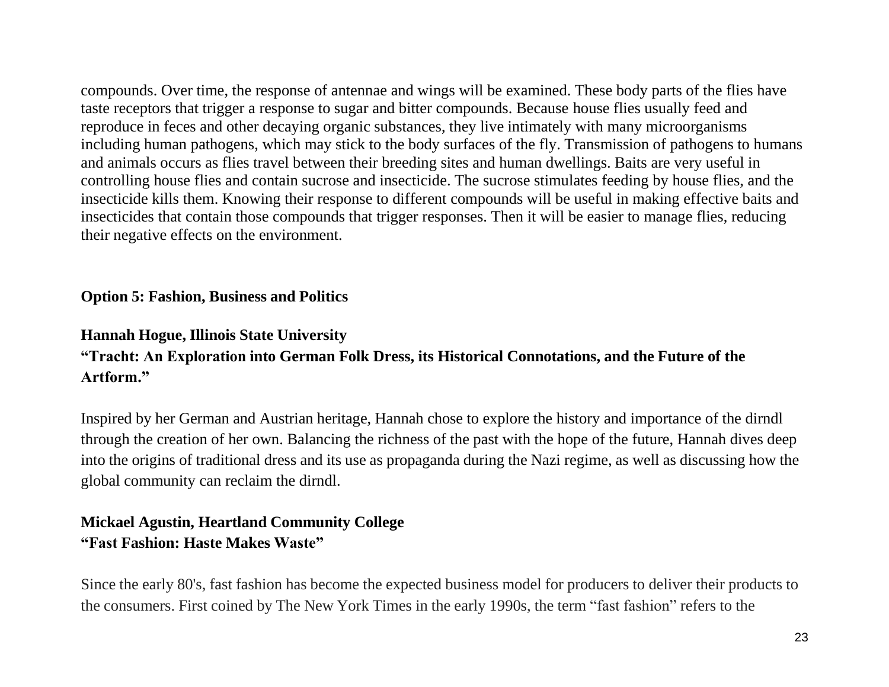compounds. Over time, the response of antennae and wings will be examined. These body parts of the flies have taste receptors that trigger a response to sugar and bitter compounds. Because house flies usually feed and reproduce in feces and other decaying organic substances, they live intimately with many microorganisms including human pathogens, which may stick to the body surfaces of the fly. Transmission of pathogens to humans and animals occurs as flies travel between their breeding sites and human dwellings. Baits are very useful in controlling house flies and contain sucrose and insecticide. The sucrose stimulates feeding by house flies, and the insecticide kills them. Knowing their response to different compounds will be useful in making effective baits and insecticides that contain those compounds that trigger responses. Then it will be easier to manage flies, reducing their negative effects on the environment.

## Option 5: Fashion, Business and Politics

**Hannah Hogue, Illinois State University**
**"Tracht: An Exploration into German Folk Dress, its Historical Connotations, and the Future of the Artform."**

Inspired by her German and Austrian heritage, Hannah chose to explore the history and importance of the dirndl through the creation of her own. Balancing the richness of the past with the hope of the future, Hannah dives deep into the origins of traditional dress and its use as propaganda during the Nazi regime, as well as discussing how the global community can reclaim the dirndl.

**Mickael Agustin, Heartland Community College**
**"Fast Fashion: Haste Makes Waste"**

Since the early 80's, fast fashion has become the expected business model for producers to deliver their products to the consumers. First coined by The New York Times in the early 1990s, the term "fast fashion" refers to the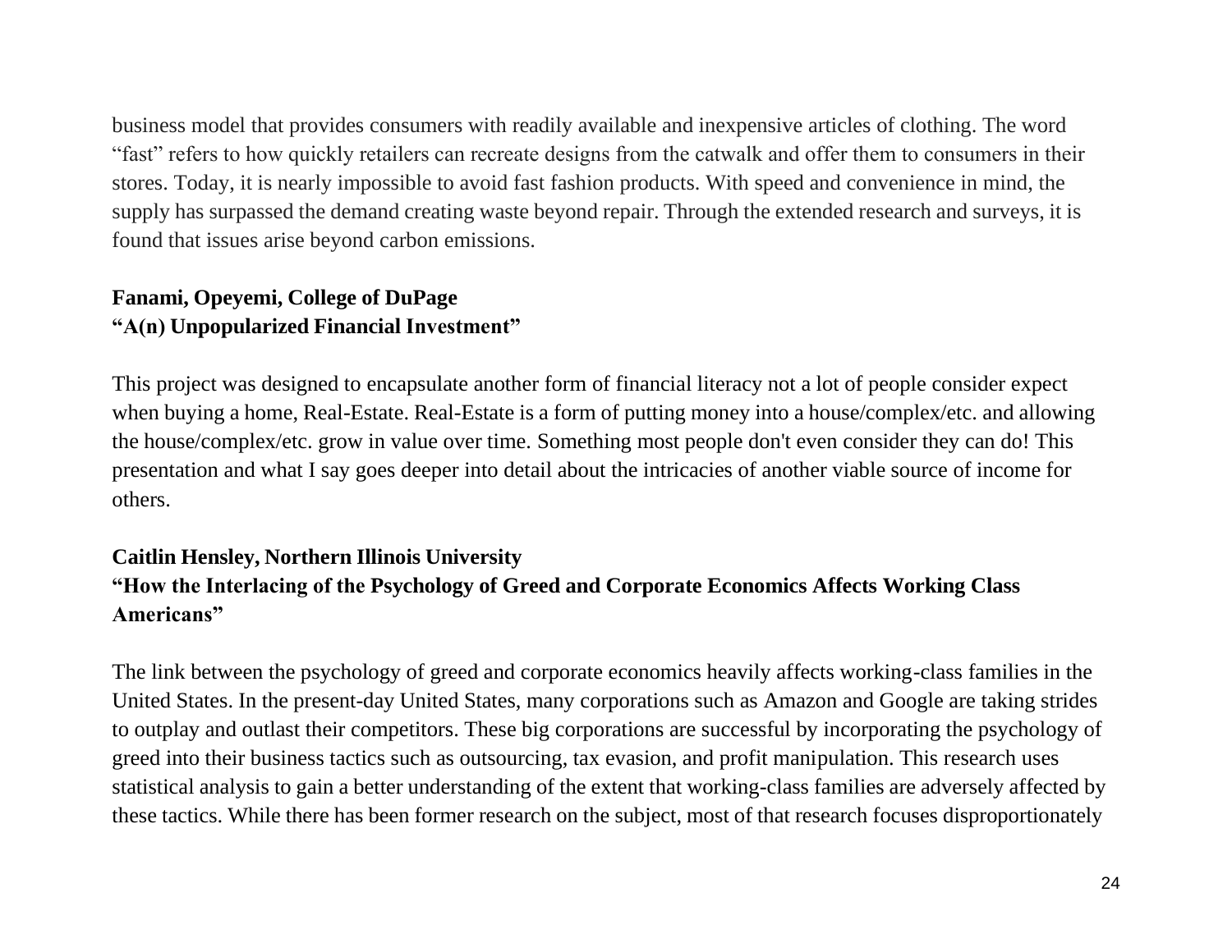business model that provides consumers with readily available and inexpensive articles of clothing. The word "fast" refers to how quickly retailers can recreate designs from the catwalk and offer them to consumers in their stores. Today, it is nearly impossible to avoid fast fashion products. With speed and convenience in mind, the supply has surpassed the demand creating waste beyond repair. Through the extended research and surveys, it is found that issues arise beyond carbon emissions.

**Fanami, Opeyemi, College of DuPage**
**"A(n) Unpopularized Financial Investment"**

This project was designed to encapsulate another form of financial literacy not a lot of people consider expect when buying a home, Real-Estate. Real-Estate is a form of putting money into a house/complex/etc. and allowing the house/complex/etc. grow in value over time. Something most people don't even consider they can do! This presentation and what I say goes deeper into detail about the intricacies of another viable source of income for others.

**Caitlin Hensley, Northern Illinois University**
**"How the Interlacing of the Psychology of Greed and Corporate Economics Affects Working Class Americans"**

The link between the psychology of greed and corporate economics heavily affects working-class families in the United States. In the present-day United States, many corporations such as Amazon and Google are taking strides to outplay and outlast their competitors. These big corporations are successful by incorporating the psychology of greed into their business tactics such as outsourcing, tax evasion, and profit manipulation. This research uses statistical analysis to gain a better understanding of the extent that working-class families are adversely affected by these tactics. While there has been former research on the subject, most of that research focuses disproportionately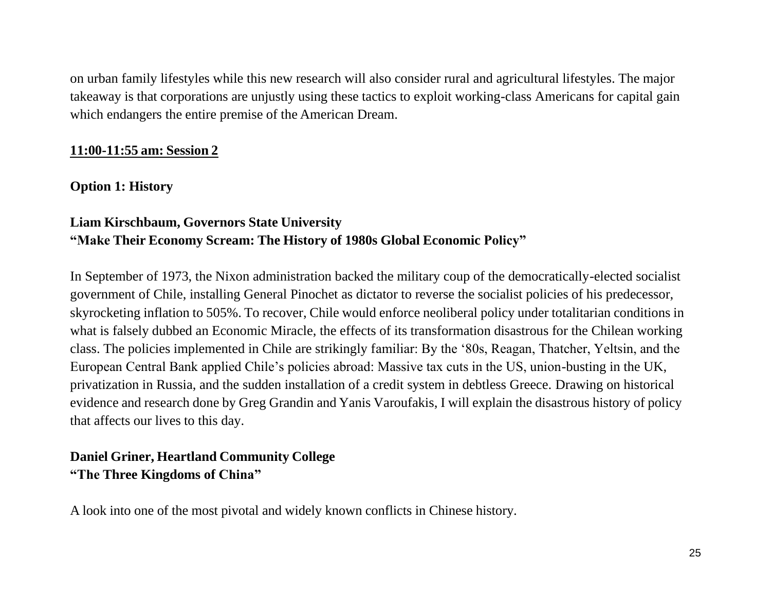on urban family lifestyles while this new research will also consider rural and agricultural lifestyles. The major takeaway is that corporations are unjustly using these tactics to exploit working-class Americans for capital gain which endangers the entire premise of the American Dream.

## 11:00-11:55 am: Session 2

### Option 1: History

**Liam Kirschbaum, Governors State University**
**"Make Their Economy Scream: The History of 1980s Global Economic Policy"**

In September of 1973, the Nixon administration backed the military coup of the democratically-elected socialist government of Chile, installing General Pinochet as dictator to reverse the socialist policies of his predecessor, skyrocketing inflation to 505%. To recover, Chile would enforce neoliberal policy under totalitarian conditions in what is falsely dubbed an Economic Miracle, the effects of its transformation disastrous for the Chilean working class. The policies implemented in Chile are strikingly familiar: By the '80s, Reagan, Thatcher, Yeltsin, and the European Central Bank applied Chile's policies abroad: Massive tax cuts in the US, union-busting in the UK, privatization in Russia, and the sudden installation of a credit system in debtless Greece. Drawing on historical evidence and research done by Greg Grandin and Yanis Varoufakis, I will explain the disastrous history of policy that affects our lives to this day.

**Daniel Griner, Heartland Community College**
**"The Three Kingdoms of China"**

A look into one of the most pivotal and widely known conflicts in Chinese history.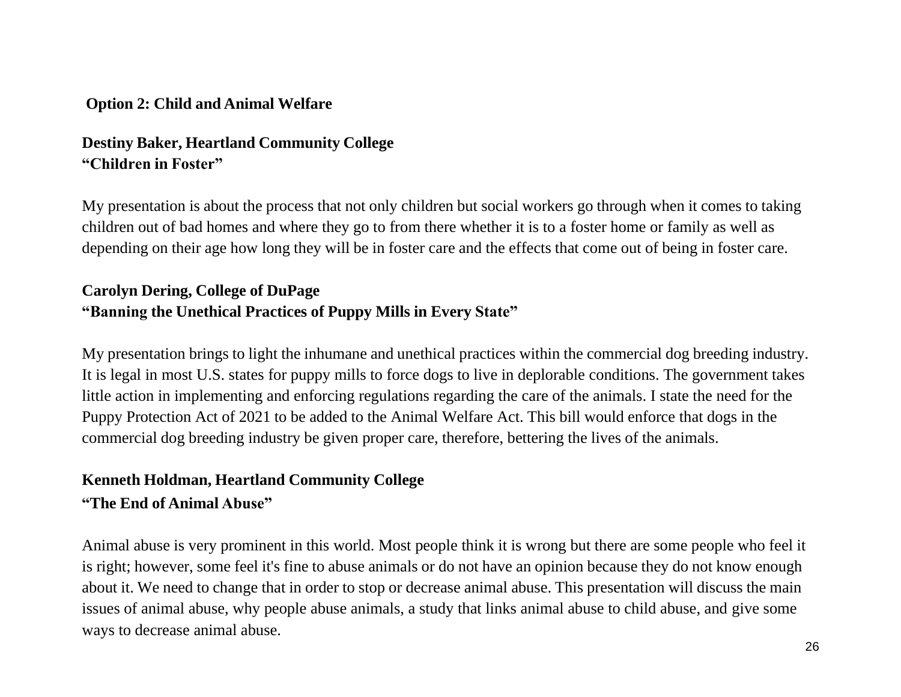## Option 2: Child and Animal Welfare

**Destiny Baker, Heartland Community College**
**"Children in Foster"**

My presentation is about the process that not only children but social workers go through when it comes to taking children out of bad homes and where they go to from there whether it is to a foster home or family as well as depending on their age how long they will be in foster care and the effects that come out of being in foster care.

**Carolyn Dering, College of DuPage**
**"Banning the Unethical Practices of Puppy Mills in Every State"**

My presentation brings to light the inhumane and unethical practices within the commercial dog breeding industry. It is legal in most U.S. states for puppy mills to force dogs to live in deplorable conditions. The government takes little action in implementing and enforcing regulations regarding the care of the animals. I state the need for the Puppy Protection Act of 2021 to be added to the Animal Welfare Act. This bill would enforce that dogs in the commercial dog breeding industry be given proper care, therefore, bettering the lives of the animals.

**Kenneth Holdman, Heartland Community College**
**"The End of Animal Abuse"**

Animal abuse is very prominent in this world. Most people think it is wrong but there are some people who feel it is right; however, some feel it's fine to abuse animals or do not have an opinion because they do not know enough about it. We need to change that in order to stop or decrease animal abuse. This presentation will discuss the main issues of animal abuse, why people abuse animals, a study that links animal abuse to child abuse, and give some ways to decrease animal abuse.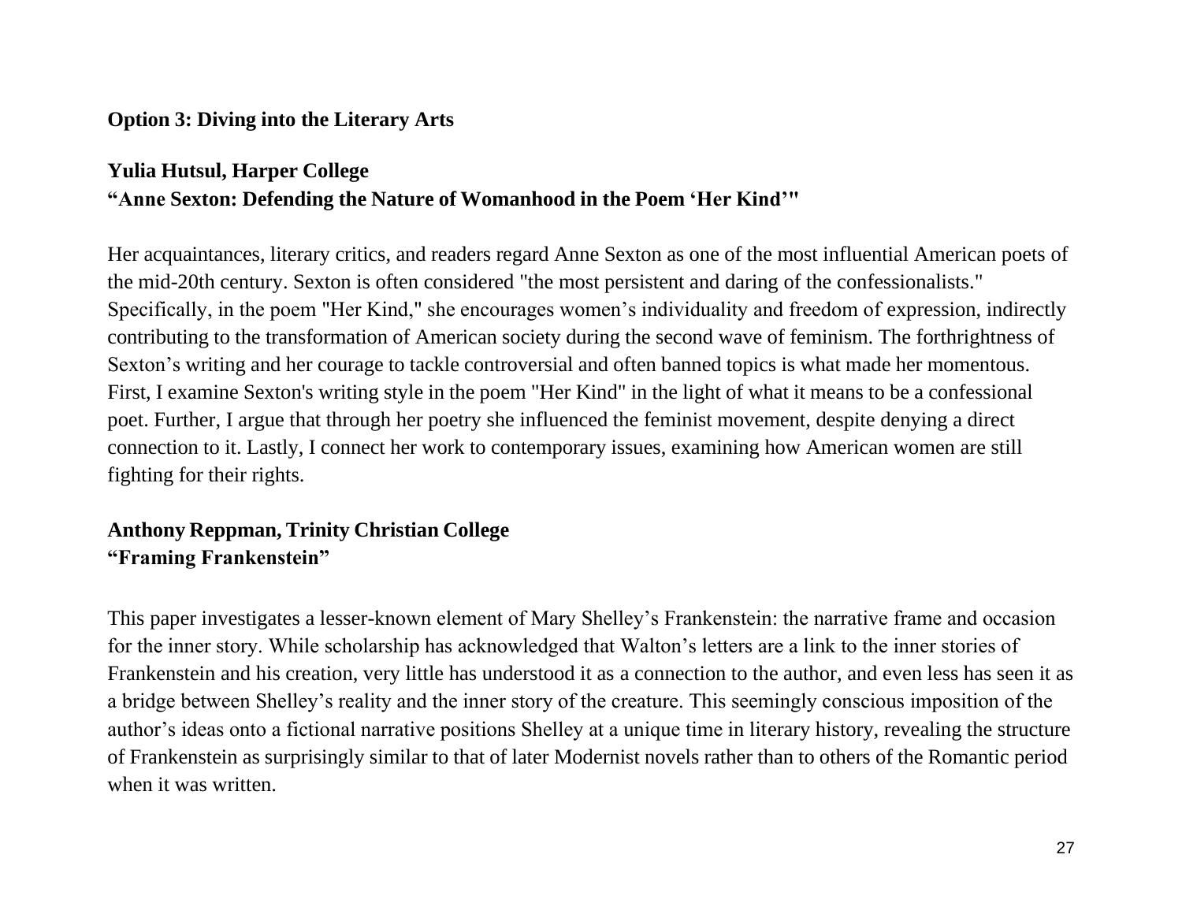**Option 3: Diving into the Literary Arts**

**Yulia Hutsul, Harper College**
**"Anne Sexton: Defending the Nature of Womanhood in the Poem 'Her Kind'"**

Her acquaintances, literary critics, and readers regard Anne Sexton as one of the most influential American poets of the mid-20th century. Sexton is often considered "the most persistent and daring of the confessionalists." Specifically, in the poem "Her Kind," she encourages women's individuality and freedom of expression, indirectly contributing to the transformation of American society during the second wave of feminism. The forthrightness of Sexton's writing and her courage to tackle controversial and often banned topics is what made her momentous. First, I examine Sexton's writing style in the poem "Her Kind" in the light of what it means to be a confessional poet. Further, I argue that through her poetry she influenced the feminist movement, despite denying a direct connection to it. Lastly, I connect her work to contemporary issues, examining how American women are still fighting for their rights.

**Anthony Reppman, Trinity Christian College**
**"Framing Frankenstein"**

This paper investigates a lesser-known element of Mary Shelley's Frankenstein: the narrative frame and occasion for the inner story. While scholarship has acknowledged that Walton's letters are a link to the inner stories of Frankenstein and his creation, very little has understood it as a connection to the author, and even less has seen it as a bridge between Shelley's reality and the inner story of the creature. This seemingly conscious imposition of the author's ideas onto a fictional narrative positions Shelley at a unique time in literary history, revealing the structure of Frankenstein as surprisingly similar to that of later Modernist novels rather than to others of the Romantic period when it was written.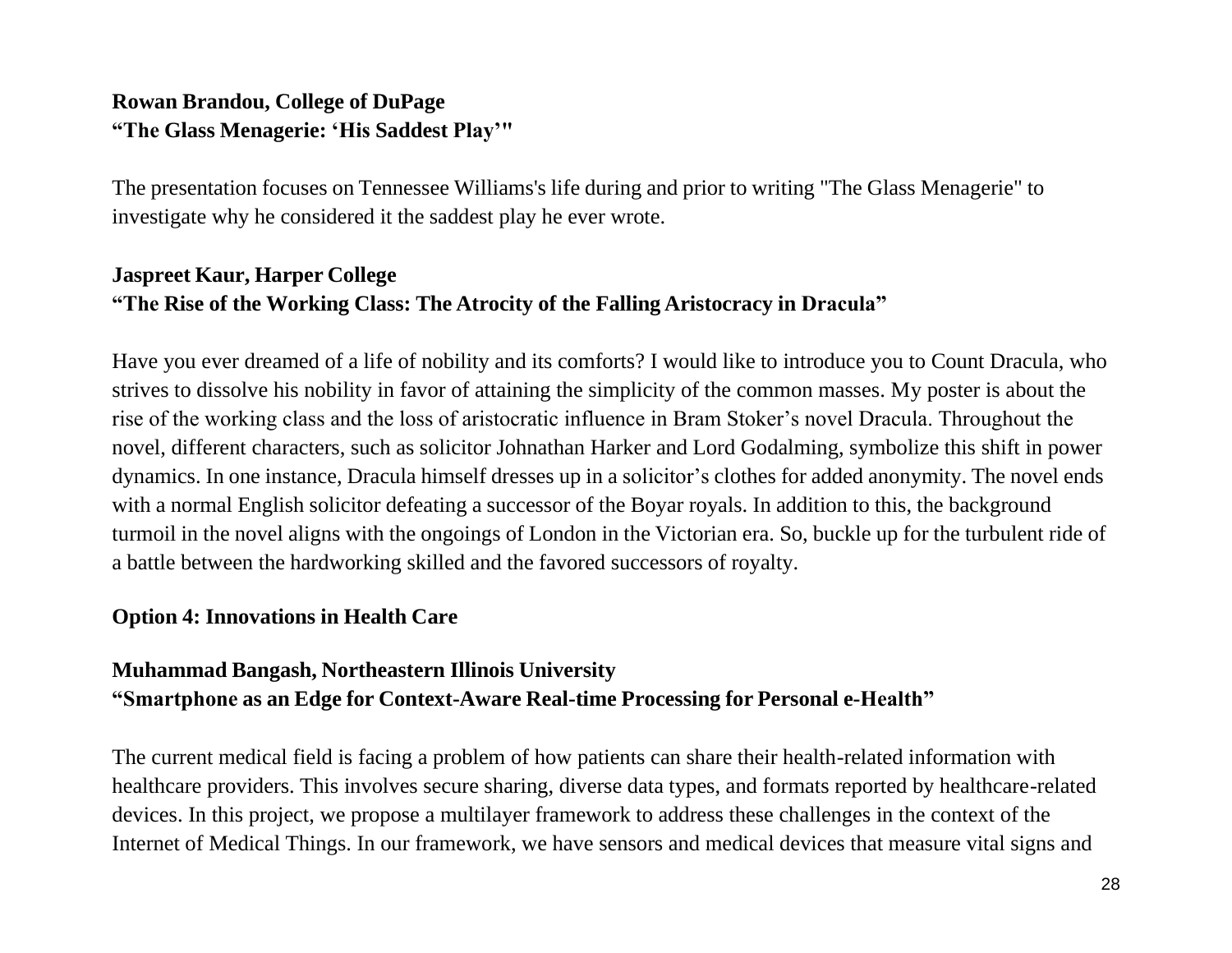**Rowan Brandou, College of DuPage**
**"The Glass Menagerie: 'His Saddest Play'"**

The presentation focuses on Tennessee Williams's life during and prior to writing "The Glass Menagerie" to investigate why he considered it the saddest play he ever wrote.

**Jaspreet Kaur, Harper College**
**"The Rise of the Working Class: The Atrocity of the Falling Aristocracy in Dracula"**

Have you ever dreamed of a life of nobility and its comforts? I would like to introduce you to Count Dracula, who strives to dissolve his nobility in favor of attaining the simplicity of the common masses. My poster is about the rise of the working class and the loss of aristocratic influence in Bram Stoker's novel Dracula. Throughout the novel, different characters, such as solicitor Johnathan Harker and Lord Godalming, symbolize this shift in power dynamics. In one instance, Dracula himself dresses up in a solicitor's clothes for added anonymity. The novel ends with a normal English solicitor defeating a successor of the Boyar royals. In addition to this, the background turmoil in the novel aligns with the ongoings of London in the Victorian era. So, buckle up for the turbulent ride of a battle between the hardworking skilled and the favored successors of royalty.

**Option 4: Innovations in Health Care**

**Muhammad Bangash, Northeastern Illinois University**
**"Smartphone as an Edge for Context-Aware Real-time Processing for Personal e-Health"**

The current medical field is facing a problem of how patients can share their health-related information with healthcare providers. This involves secure sharing, diverse data types, and formats reported by healthcare-related devices. In this project, we propose a multilayer framework to address these challenges in the context of the Internet of Medical Things. In our framework, we have sensors and medical devices that measure vital signs and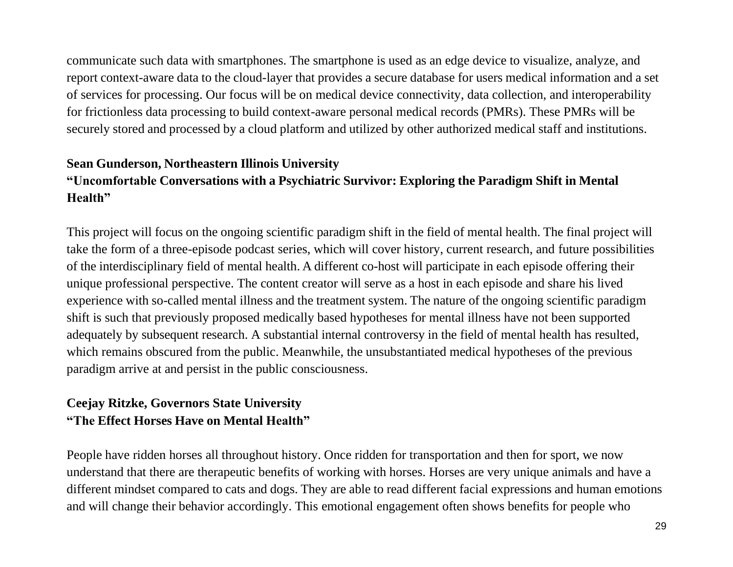communicate such data with smartphones. The smartphone is used as an edge device to visualize, analyze, and report context-aware data to the cloud-layer that provides a secure database for users medical information and a set of services for processing. Our focus will be on medical device connectivity, data collection, and interoperability for frictionless data processing to build context-aware personal medical records (PMRs). These PMRs will be securely stored and processed by a cloud platform and utilized by other authorized medical staff and institutions.

**Sean Gunderson, Northeastern Illinois University**
**"Uncomfortable Conversations with a Psychiatric Survivor: Exploring the Paradigm Shift in Mental Health"**

This project will focus on the ongoing scientific paradigm shift in the field of mental health. The final project will take the form of a three-episode podcast series, which will cover history, current research, and future possibilities of the interdisciplinary field of mental health. A different co-host will participate in each episode offering their unique professional perspective. The content creator will serve as a host in each episode and share his lived experience with so-called mental illness and the treatment system. The nature of the ongoing scientific paradigm shift is such that previously proposed medically based hypotheses for mental illness have not been supported adequately by subsequent research. A substantial internal controversy in the field of mental health has resulted, which remains obscured from the public. Meanwhile, the unsubstantiated medical hypotheses of the previous paradigm arrive at and persist in the public consciousness.

**Ceejay Ritzke, Governors State University**
**"The Effect Horses Have on Mental Health"**

People have ridden horses all throughout history. Once ridden for transportation and then for sport, we now understand that there are therapeutic benefits of working with horses. Horses are very unique animals and have a different mindset compared to cats and dogs. They are able to read different facial expressions and human emotions and will change their behavior accordingly. This emotional engagement often shows benefits for people who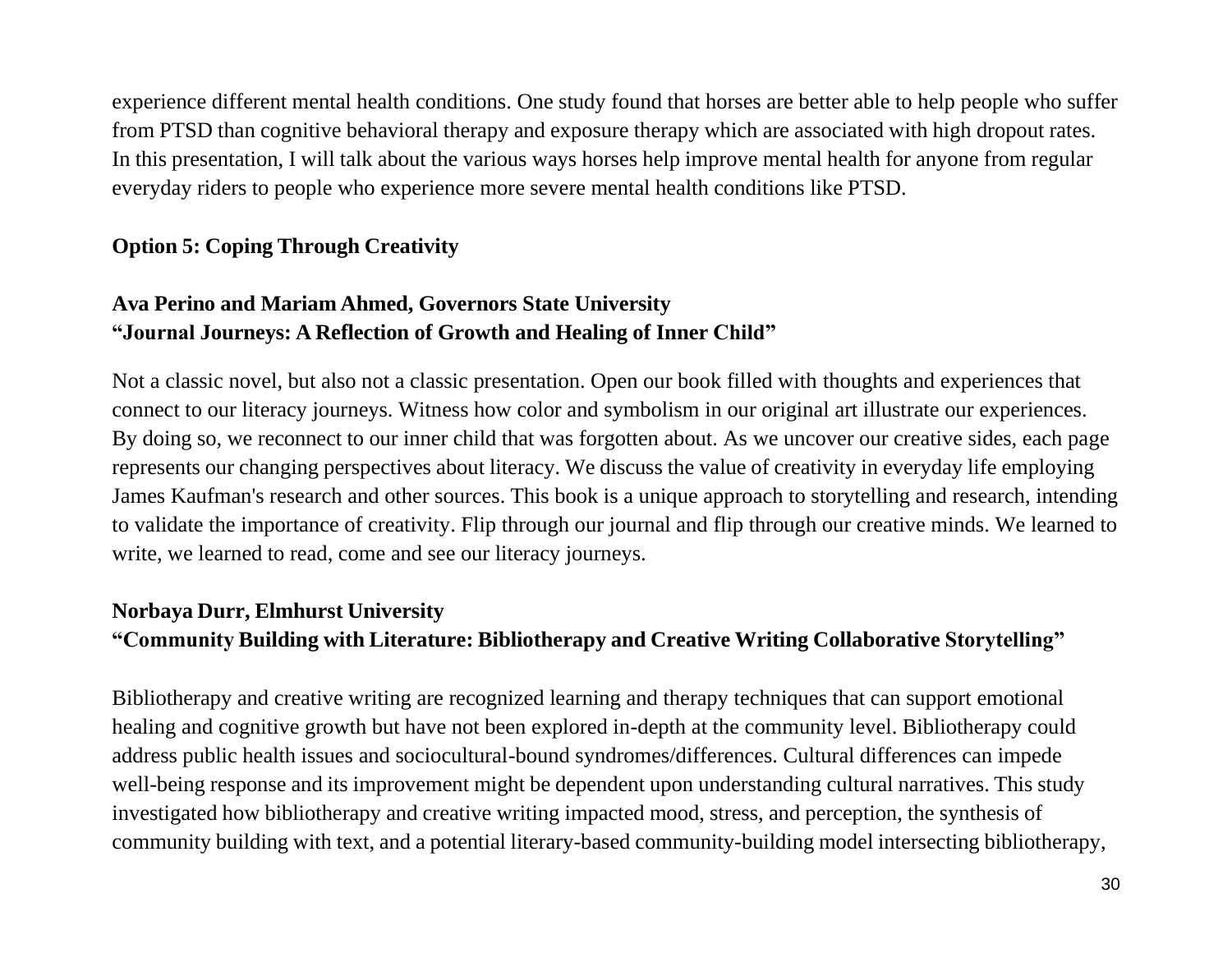experience different mental health conditions. One study found that horses are better able to help people who suffer from PTSD than cognitive behavioral therapy and exposure therapy which are associated with high dropout rates. In this presentation, I will talk about the various ways horses help improve mental health for anyone from regular everyday riders to people who experience more severe mental health conditions like PTSD.

**Option 5: Coping Through Creativity**

**Ava Perino and Mariam Ahmed, Governors State University**
**"Journal Journeys: A Reflection of Growth and Healing of Inner Child"**

Not a classic novel, but also not a classic presentation. Open our book filled with thoughts and experiences that connect to our literacy journeys. Witness how color and symbolism in our original art illustrate our experiences. By doing so, we reconnect to our inner child that was forgotten about. As we uncover our creative sides, each page represents our changing perspectives about literacy. We discuss the value of creativity in everyday life employing James Kaufman's research and other sources. This book is a unique approach to storytelling and research, intending to validate the importance of creativity. Flip through our journal and flip through our creative minds. We learned to write, we learned to read, come and see our literacy journeys.

**Norbaya Durr, Elmhurst University**
**"Community Building with Literature: Bibliotherapy and Creative Writing Collaborative Storytelling"**

Bibliotherapy and creative writing are recognized learning and therapy techniques that can support emotional healing and cognitive growth but have not been explored in-depth at the community level. Bibliotherapy could address public health issues and sociocultural-bound syndromes/differences. Cultural differences can impede well-being response and its improvement might be dependent upon understanding cultural narratives. This study investigated how bibliotherapy and creative writing impacted mood, stress, and perception, the synthesis of community building with text, and a potential literary-based community-building model intersecting bibliotherapy,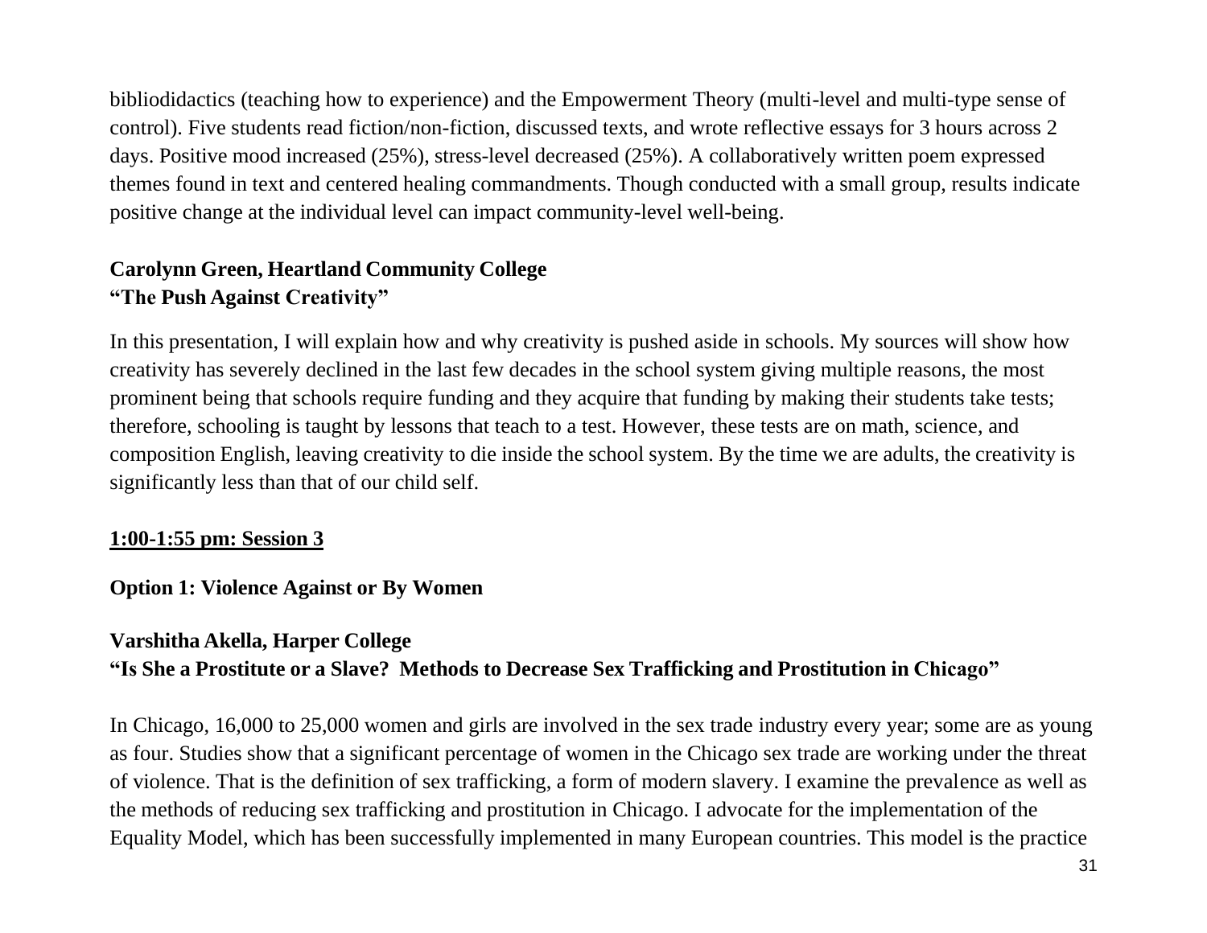bibliodidactics (teaching how to experience) and the Empowerment Theory (multi-level and multi-type sense of control). Five students read fiction/non-fiction, discussed texts, and wrote reflective essays for 3 hours across 2 days. Positive mood increased (25%), stress-level decreased (25%). A collaboratively written poem expressed themes found in text and centered healing commandments. Though conducted with a small group, results indicate positive change at the individual level can impact community-level well-being.

**Carolynn Green, Heartland Community College**
**"The Push Against Creativity"**

In this presentation, I will explain how and why creativity is pushed aside in schools. My sources will show how creativity has severely declined in the last few decades in the school system giving multiple reasons, the most prominent being that schools require funding and they acquire that funding by making their students take tests; therefore, schooling is taught by lessons that teach to a test. However, these tests are on math, science, and composition English, leaving creativity to die inside the school system. By the time we are adults, the creativity is significantly less than that of our child self.

## <u>1:00-1:55 pm: Session 3</u>

### Option 1: Violence Against or By Women

**Varshitha Akella, Harper College**
**"Is She a Prostitute or a Slave? Methods to Decrease Sex Trafficking and Prostitution in Chicago"**

In Chicago, 16,000 to 25,000 women and girls are involved in the sex trade industry every year; some are as young as four. Studies show that a significant percentage of women in the Chicago sex trade are working under the threat of violence. That is the definition of sex trafficking, a form of modern slavery. I examine the prevalence as well as the methods of reducing sex trafficking and prostitution in Chicago. I advocate for the implementation of the Equality Model, which has been successfully implemented in many European countries. This model is the practice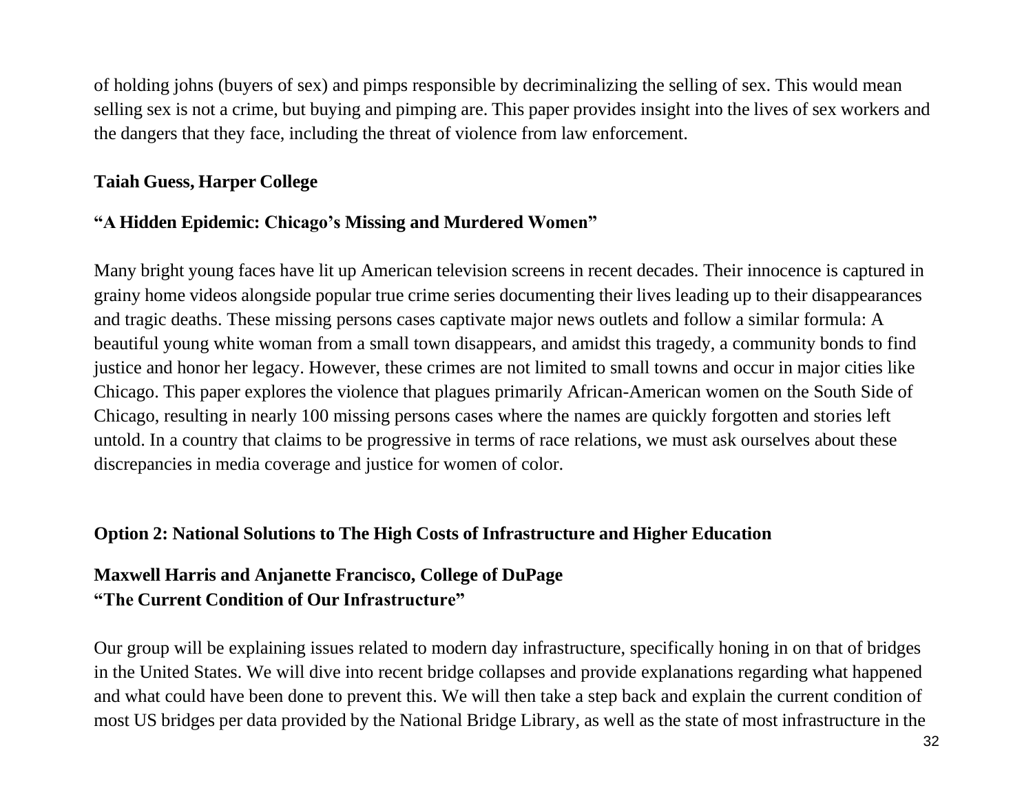of holding johns (buyers of sex) and pimps responsible by decriminalizing the selling of sex. This would mean selling sex is not a crime, but buying and pimping are. This paper provides insight into the lives of sex workers and the dangers that they face, including the threat of violence from law enforcement.

**Taiah Guess, Harper College**

**"A Hidden Epidemic: Chicago's Missing and Murdered Women"**

Many bright young faces have lit up American television screens in recent decades. Their innocence is captured in grainy home videos alongside popular true crime series documenting their lives leading up to their disappearances and tragic deaths. These missing persons cases captivate major news outlets and follow a similar formula: A beautiful young white woman from a small town disappears, and amidst this tragedy, a community bonds to find justice and honor her legacy. However, these crimes are not limited to small towns and occur in major cities like Chicago. This paper explores the violence that plagues primarily African-American women on the South Side of Chicago, resulting in nearly 100 missing persons cases where the names are quickly forgotten and stories left untold. In a country that claims to be progressive in terms of race relations, we must ask ourselves about these discrepancies in media coverage and justice for women of color.

## Option 2: National Solutions to The High Costs of Infrastructure and Higher Education

**Maxwell Harris and Anjanette Francisco, College of DuPage**
**"The Current Condition of Our Infrastructure"**

Our group will be explaining issues related to modern day infrastructure, specifically honing in on that of bridges in the United States. We will dive into recent bridge collapses and provide explanations regarding what happened and what could have been done to prevent this. We will then take a step back and explain the current condition of most US bridges per data provided by the National Bridge Library, as well as the state of most infrastructure in the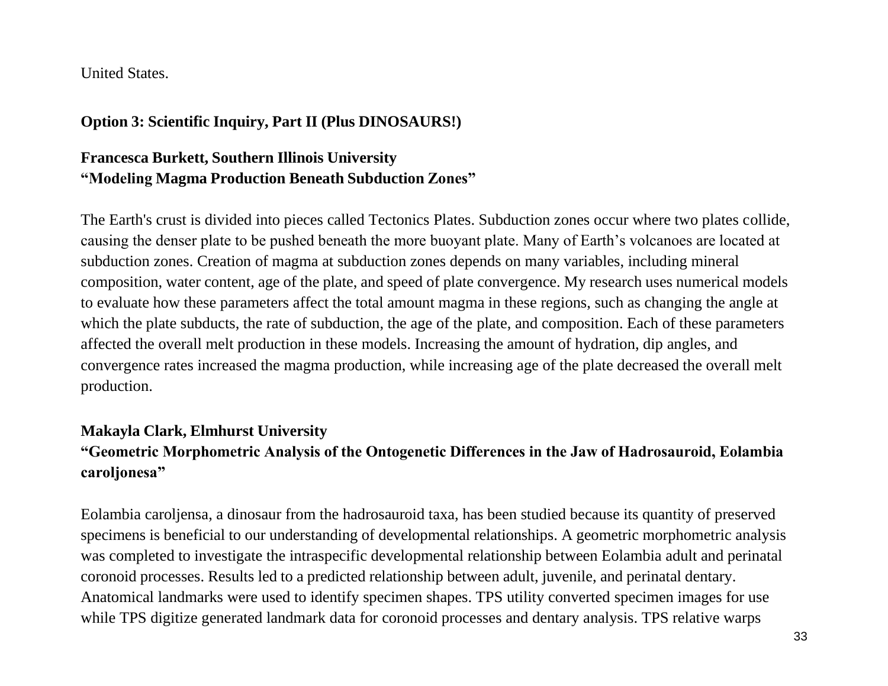United States.

**Option 3: Scientific Inquiry, Part II (Plus DINOSAURS!)**

**Francesca Burkett, Southern Illinois University**
**"Modeling Magma Production Beneath Subduction Zones"**

The Earth's crust is divided into pieces called Tectonics Plates. Subduction zones occur where two plates collide, causing the denser plate to be pushed beneath the more buoyant plate. Many of Earth's volcanoes are located at subduction zones. Creation of magma at subduction zones depends on many variables, including mineral composition, water content, age of the plate, and speed of plate convergence. My research uses numerical models to evaluate how these parameters affect the total amount magma in these regions, such as changing the angle at which the plate subducts, the rate of subduction, the age of the plate, and composition. Each of these parameters affected the overall melt production in these models. Increasing the amount of hydration, dip angles, and convergence rates increased the magma production, while increasing age of the plate decreased the overall melt production.

**Makayla Clark, Elmhurst University**
**"Geometric Morphometric Analysis of the Ontogenetic Differences in the Jaw of Hadrosauroid, Eolambia caroljonesa"**

Eolambia caroljensa, a dinosaur from the hadrosauroid taxa, has been studied because its quantity of preserved specimens is beneficial to our understanding of developmental relationships. A geometric morphometric analysis was completed to investigate the intraspecific developmental relationship between Eolambia adult and perinatal coronoid processes. Results led to a predicted relationship between adult, juvenile, and perinatal dentary. Anatomical landmarks were used to identify specimen shapes. TPS utility converted specimen images for use while TPS digitize generated landmark data for coronoid processes and dentary analysis. TPS relative warps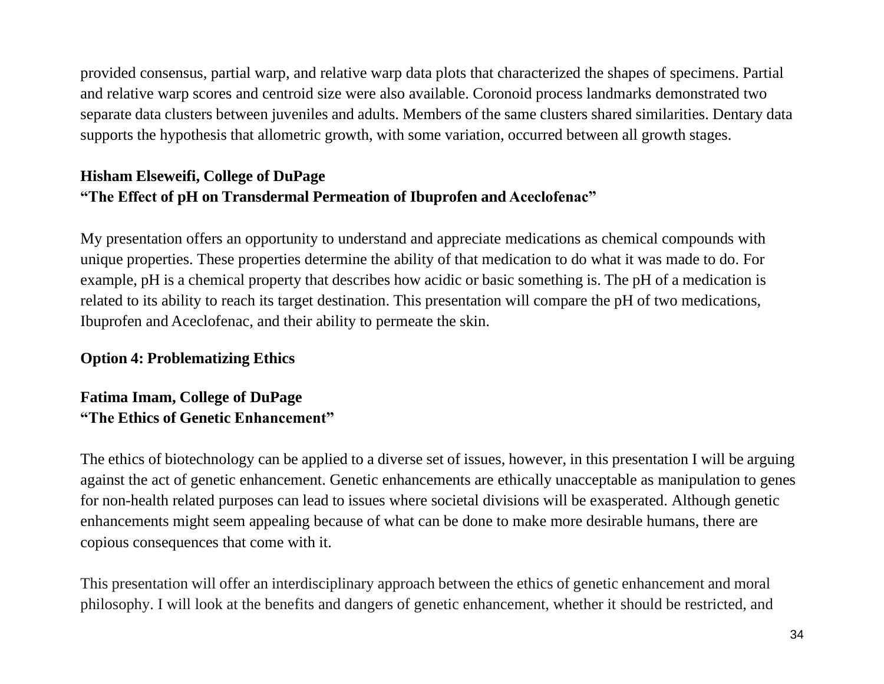provided consensus, partial warp, and relative warp data plots that characterized the shapes of specimens. Partial and relative warp scores and centroid size were also available. Coronoid process landmarks demonstrated two separate data clusters between juveniles and adults. Members of the same clusters shared similarities. Dentary data supports the hypothesis that allometric growth, with some variation, occurred between all growth stages.

**Hisham Elseweifi, College of DuPage**
**"The Effect of pH on Transdermal Permeation of Ibuprofen and Aceclofenac"**

My presentation offers an opportunity to understand and appreciate medications as chemical compounds with unique properties. These properties determine the ability of that medication to do what it was made to do. For example, pH is a chemical property that describes how acidic or basic something is. The pH of a medication is related to its ability to reach its target destination. This presentation will compare the pH of two medications, Ibuprofen and Aceclofenac, and their ability to permeate the skin.

**Option 4: Problematizing Ethics**

**Fatima Imam, College of DuPage**
**"The Ethics of Genetic Enhancement"**

The ethics of biotechnology can be applied to a diverse set of issues, however, in this presentation I will be arguing against the act of genetic enhancement. Genetic enhancements are ethically unacceptable as manipulation to genes for non-health related purposes can lead to issues where societal divisions will be exasperated. Although genetic enhancements might seem appealing because of what can be done to make more desirable humans, there are copious consequences that come with it.

This presentation will offer an interdisciplinary approach between the ethics of genetic enhancement and moral philosophy. I will look at the benefits and dangers of genetic enhancement, whether it should be restricted, and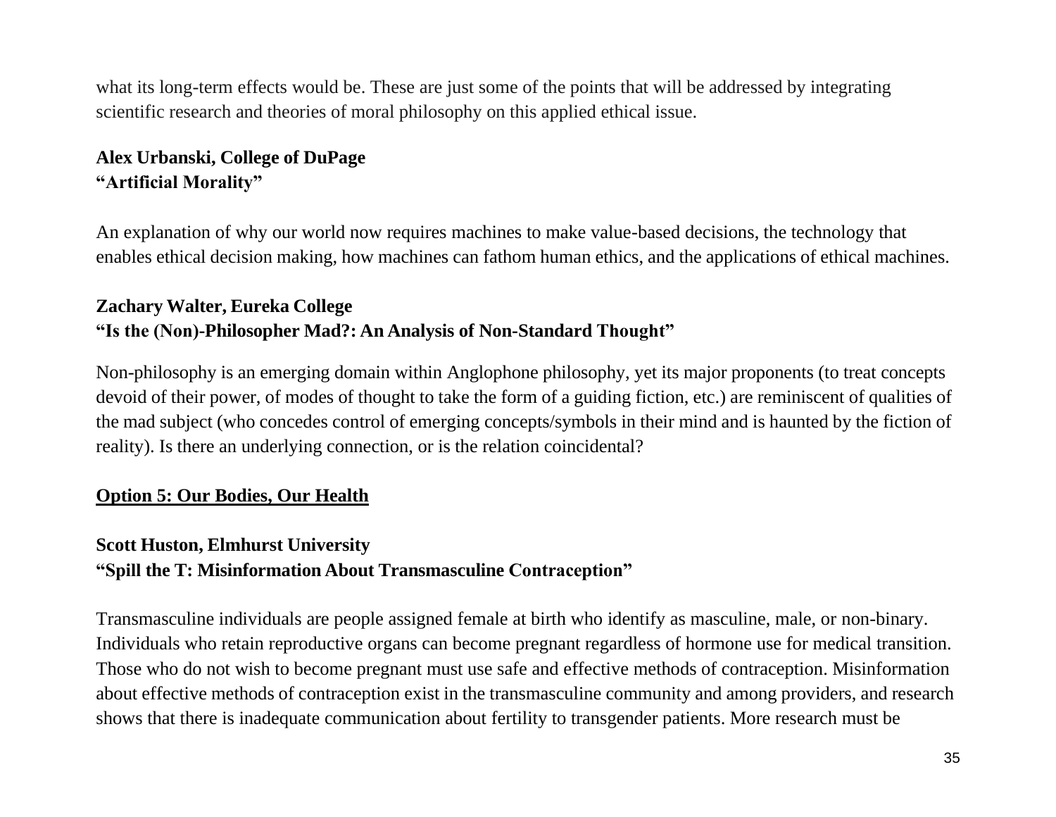what its long-term effects would be. These are just some of the points that will be addressed by integrating scientific research and theories of moral philosophy on this applied ethical issue.

**Alex Urbanski, College of DuPage**
**"Artificial Morality"**

An explanation of why our world now requires machines to make value-based decisions, the technology that enables ethical decision making, how machines can fathom human ethics, and the applications of ethical machines.

**Zachary Walter, Eureka College**
**"Is the (Non)-Philosopher Mad?: An Analysis of Non-Standard Thought"**

Non-philosophy is an emerging domain within Anglophone philosophy, yet its major proponents (to treat concepts devoid of their power, of modes of thought to take the form of a guiding fiction, etc.) are reminiscent of qualities of the mad subject (who concedes control of emerging concepts/symbols in their mind and is haunted by the fiction of reality). Is there an underlying connection, or is the relation coincidental?

## Option 5: Our Bodies, Our Health

**Scott Huston, Elmhurst University**
**"Spill the T: Misinformation About Transmasculine Contraception"**

Transmasculine individuals are people assigned female at birth who identify as masculine, male, or non-binary. Individuals who retain reproductive organs can become pregnant regardless of hormone use for medical transition. Those who do not wish to become pregnant must use safe and effective methods of contraception. Misinformation about effective methods of contraception exist in the transmasculine community and among providers, and research shows that there is inadequate communication about fertility to transgender patients. More research must be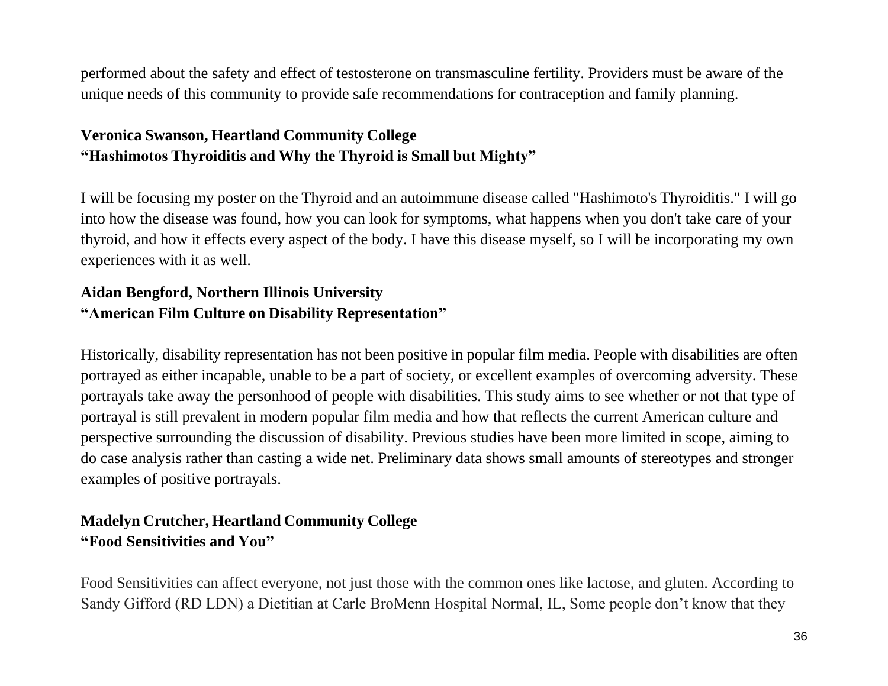performed about the safety and effect of testosterone on transmasculine fertility. Providers must be aware of the unique needs of this community to provide safe recommendations for contraception and family planning.

**Veronica Swanson, Heartland Community College**
**"Hashimotos Thyroiditis and Why the Thyroid is Small but Mighty"**

I will be focusing my poster on the Thyroid and an autoimmune disease called "Hashimoto's Thyroiditis." I will go into how the disease was found, how you can look for symptoms, what happens when you don't take care of your thyroid, and how it effects every aspect of the body. I have this disease myself, so I will be incorporating my own experiences with it as well.

**Aidan Bengford, Northern Illinois University**
**"American Film Culture on Disability Representation"**

Historically, disability representation has not been positive in popular film media. People with disabilities are often portrayed as either incapable, unable to be a part of society, or excellent examples of overcoming adversity. These portrayals take away the personhood of people with disabilities. This study aims to see whether or not that type of portrayal is still prevalent in modern popular film media and how that reflects the current American culture and perspective surrounding the discussion of disability. Previous studies have been more limited in scope, aiming to do case analysis rather than casting a wide net. Preliminary data shows small amounts of stereotypes and stronger examples of positive portrayals.

**Madelyn Crutcher, Heartland Community College**
**"Food Sensitivities and You"**

Food Sensitivities can affect everyone, not just those with the common ones like lactose, and gluten. According to Sandy Gifford (RD LDN) a Dietitian at Carle BroMenn Hospital Normal, IL, Some people don't know that they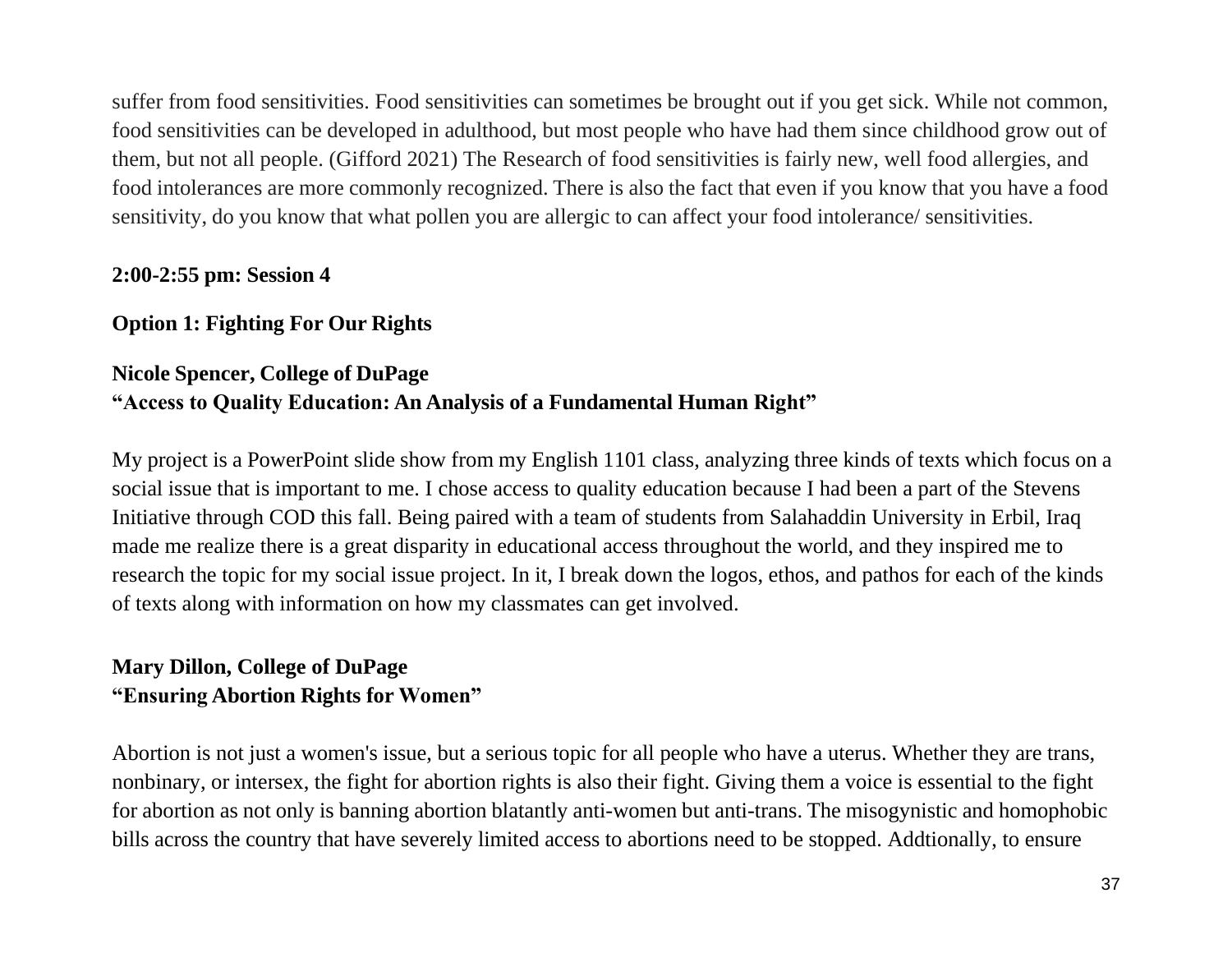suffer from food sensitivities. Food sensitivities can sometimes be brought out if you get sick. While not common, food sensitivities can be developed in adulthood, but most people who have had them since childhood grow out of them, but not all people. (Gifford 2021) The Research of food sensitivities is fairly new, well food allergies, and food intolerances are more commonly recognized. There is also the fact that even if you know that you have a food sensitivity, do you know that what pollen you are allergic to can affect your food intolerance/ sensitivities.

**2:00-2:55 pm: Session 4**

**Option 1: Fighting For Our Rights**

**Nicole Spencer, College of DuPage**
**"Access to Quality Education: An Analysis of a Fundamental Human Right"**

My project is a PowerPoint slide show from my English 1101 class, analyzing three kinds of texts which focus on a social issue that is important to me. I chose access to quality education because I had been a part of the Stevens Initiative through COD this fall. Being paired with a team of students from Salahaddin University in Erbil, Iraq made me realize there is a great disparity in educational access throughout the world, and they inspired me to research the topic for my social issue project. In it, I break down the logos, ethos, and pathos for each of the kinds of texts along with information on how my classmates can get involved.

**Mary Dillon, College of DuPage**
**"Ensuring Abortion Rights for Women"**

Abortion is not just a women's issue, but a serious topic for all people who have a uterus. Whether they are trans, nonbinary, or intersex, the fight for abortion rights is also their fight. Giving them a voice is essential to the fight for abortion as not only is banning abortion blatantly anti-women but anti-trans. The misogynistic and homophobic bills across the country that have severely limited access to abortions need to be stopped. Addtionally, to ensure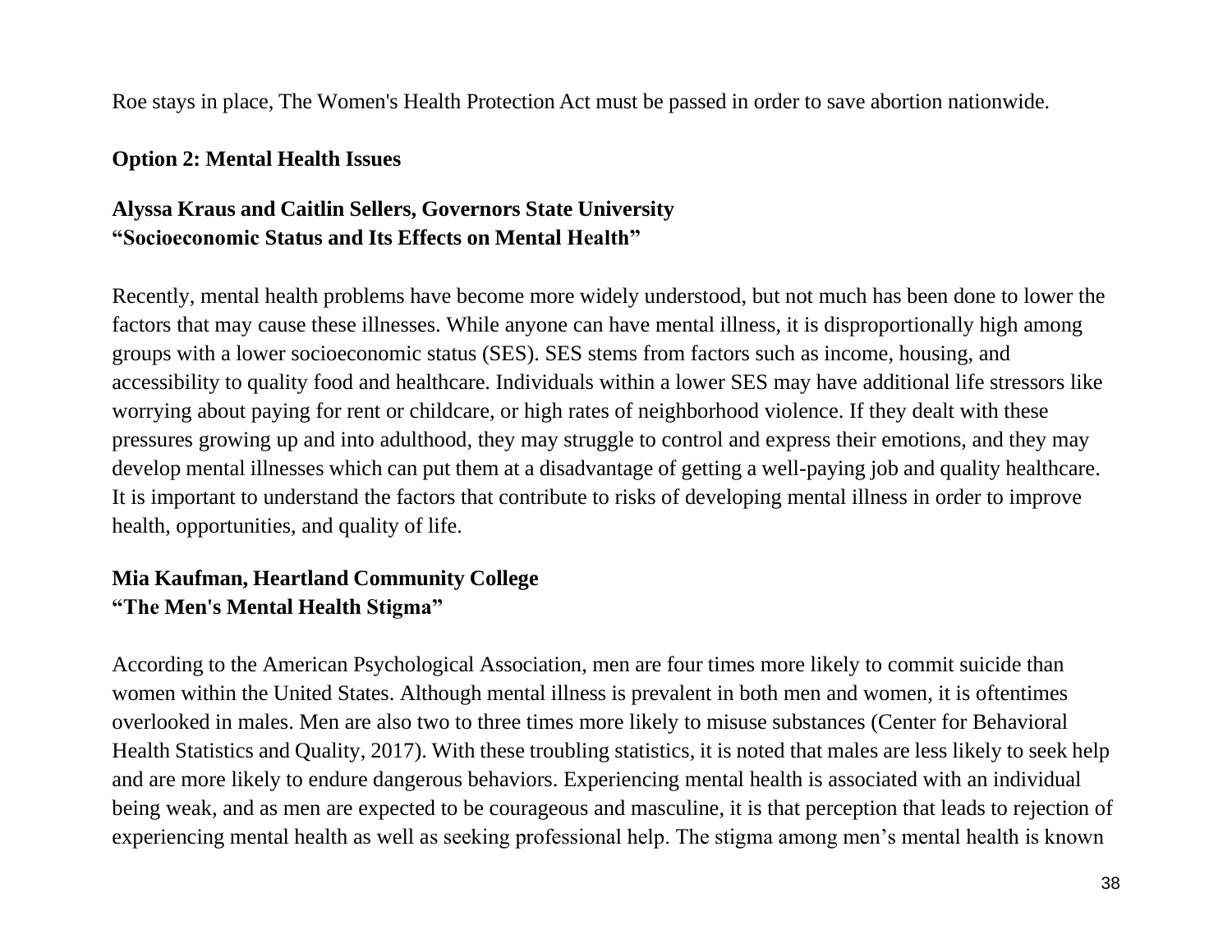Roe stays in place, The Women's Health Protection Act must be passed in order to save abortion nationwide.

**Option 2: Mental Health Issues**

**Alyssa Kraus and Caitlin Sellers, Governors State University**
**"Socioeconomic Status and Its Effects on Mental Health"**

Recently, mental health problems have become more widely understood, but not much has been done to lower the factors that may cause these illnesses. While anyone can have mental illness, it is disproportionally high among groups with a lower socioeconomic status (SES). SES stems from factors such as income, housing, and accessibility to quality food and healthcare. Individuals within a lower SES may have additional life stressors like worrying about paying for rent or childcare, or high rates of neighborhood violence. If they dealt with these pressures growing up and into adulthood, they may struggle to control and express their emotions, and they may develop mental illnesses which can put them at a disadvantage of getting a well-paying job and quality healthcare. It is important to understand the factors that contribute to risks of developing mental illness in order to improve health, opportunities, and quality of life.

**Mia Kaufman, Heartland Community College**
**"The Men's Mental Health Stigma"**

According to the American Psychological Association, men are four times more likely to commit suicide than women within the United States. Although mental illness is prevalent in both men and women, it is oftentimes overlooked in males. Men are also two to three times more likely to misuse substances (Center for Behavioral Health Statistics and Quality, 2017). With these troubling statistics, it is noted that males are less likely to seek help and are more likely to endure dangerous behaviors. Experiencing mental health is associated with an individual being weak, and as men are expected to be courageous and masculine, it is that perception that leads to rejection of experiencing mental health as well as seeking professional help. The stigma among men's mental health is known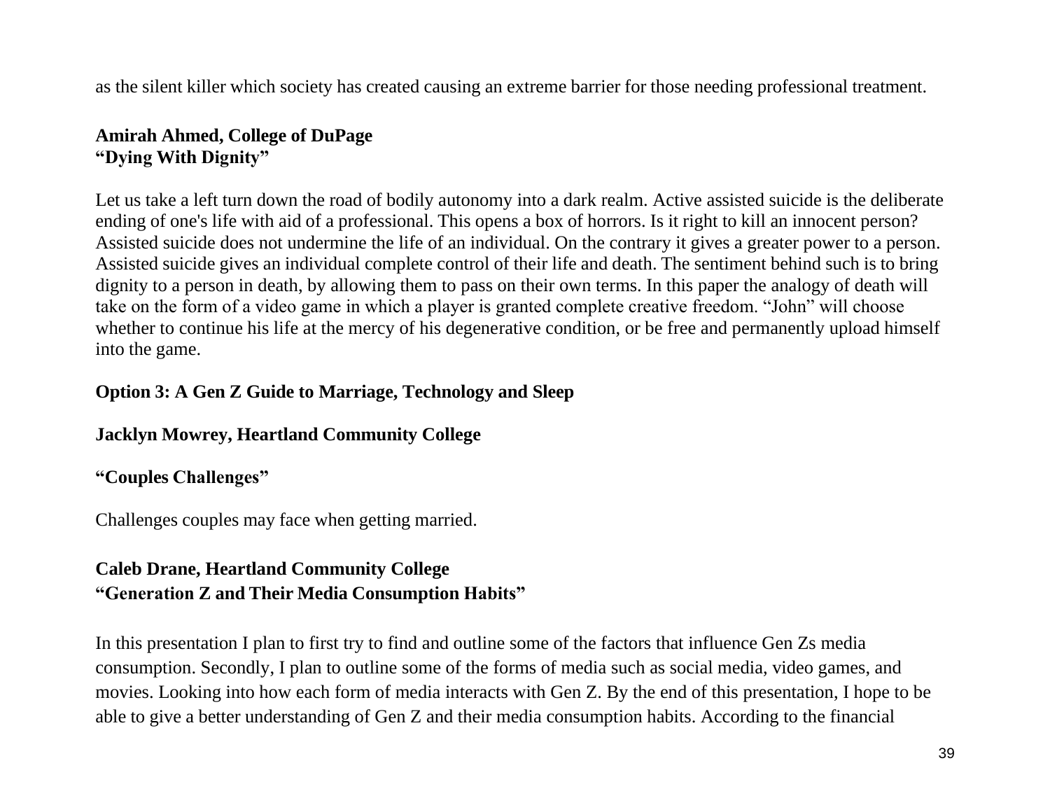as the silent killer which society has created causing an extreme barrier for those needing professional treatment.

**Amirah Ahmed, College of DuPage**
**"Dying With Dignity"**

Let us take a left turn down the road of bodily autonomy into a dark realm. Active assisted suicide is the deliberate ending of one's life with aid of a professional. This opens a box of horrors. Is it right to kill an innocent person? Assisted suicide does not undermine the life of an individual. On the contrary it gives a greater power to a person. Assisted suicide gives an individual complete control of their life and death. The sentiment behind such is to bring dignity to a person in death, by allowing them to pass on their own terms. In this paper the analogy of death will take on the form of a video game in which a player is granted complete creative freedom. "John" will choose whether to continue his life at the mercy of his degenerative condition, or be free and permanently upload himself into the game.

**Option 3: A Gen Z Guide to Marriage, Technology and Sleep**

**Jacklyn Mowrey, Heartland Community College**

**"Couples Challenges"**

Challenges couples may face when getting married.

**Caleb Drane, Heartland Community College**
**"Generation Z and Their Media Consumption Habits"**

In this presentation I plan to first try to find and outline some of the factors that influence Gen Zs media consumption. Secondly, I plan to outline some of the forms of media such as social media, video games, and movies. Looking into how each form of media interacts with Gen Z. By the end of this presentation, I hope to be able to give a better understanding of Gen Z and their media consumption habits. According to the financial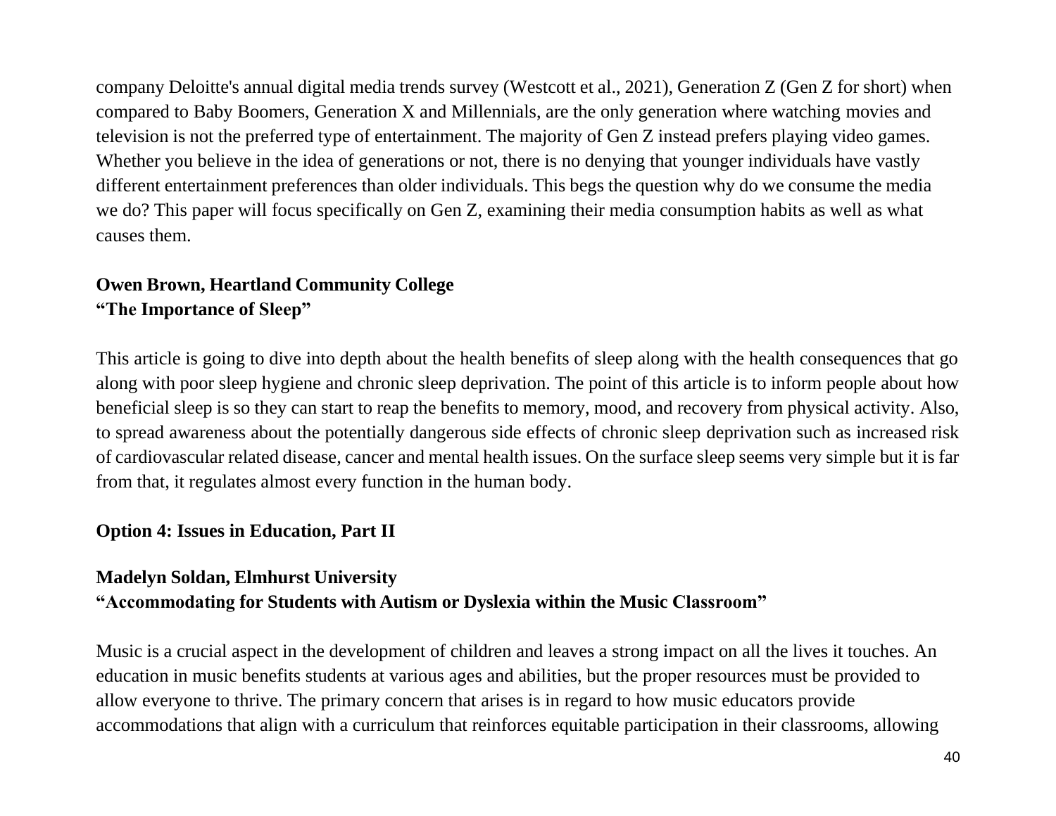company Deloitte's annual digital media trends survey (Westcott et al., 2021), Generation Z (Gen Z for short) when compared to Baby Boomers, Generation X and Millennials, are the only generation where watching movies and television is not the preferred type of entertainment. The majority of Gen Z instead prefers playing video games. Whether you believe in the idea of generations or not, there is no denying that younger individuals have vastly different entertainment preferences than older individuals. This begs the question why do we consume the media we do? This paper will focus specifically on Gen Z, examining their media consumption habits as well as what causes them.

**Owen Brown, Heartland Community College**
**"The Importance of Sleep"**

This article is going to dive into depth about the health benefits of sleep along with the health consequences that go along with poor sleep hygiene and chronic sleep deprivation. The point of this article is to inform people about how beneficial sleep is so they can start to reap the benefits to memory, mood, and recovery from physical activity. Also, to spread awareness about the potentially dangerous side effects of chronic sleep deprivation such as increased risk of cardiovascular related disease, cancer and mental health issues. On the surface sleep seems very simple but it is far from that, it regulates almost every function in the human body.

**Option 4: Issues in Education, Part II**

**Madelyn Soldan, Elmhurst University**
**"Accommodating for Students with Autism or Dyslexia within the Music Classroom"**

Music is a crucial aspect in the development of children and leaves a strong impact on all the lives it touches. An education in music benefits students at various ages and abilities, but the proper resources must be provided to allow everyone to thrive. The primary concern that arises is in regard to how music educators provide accommodations that align with a curriculum that reinforces equitable participation in their classrooms, allowing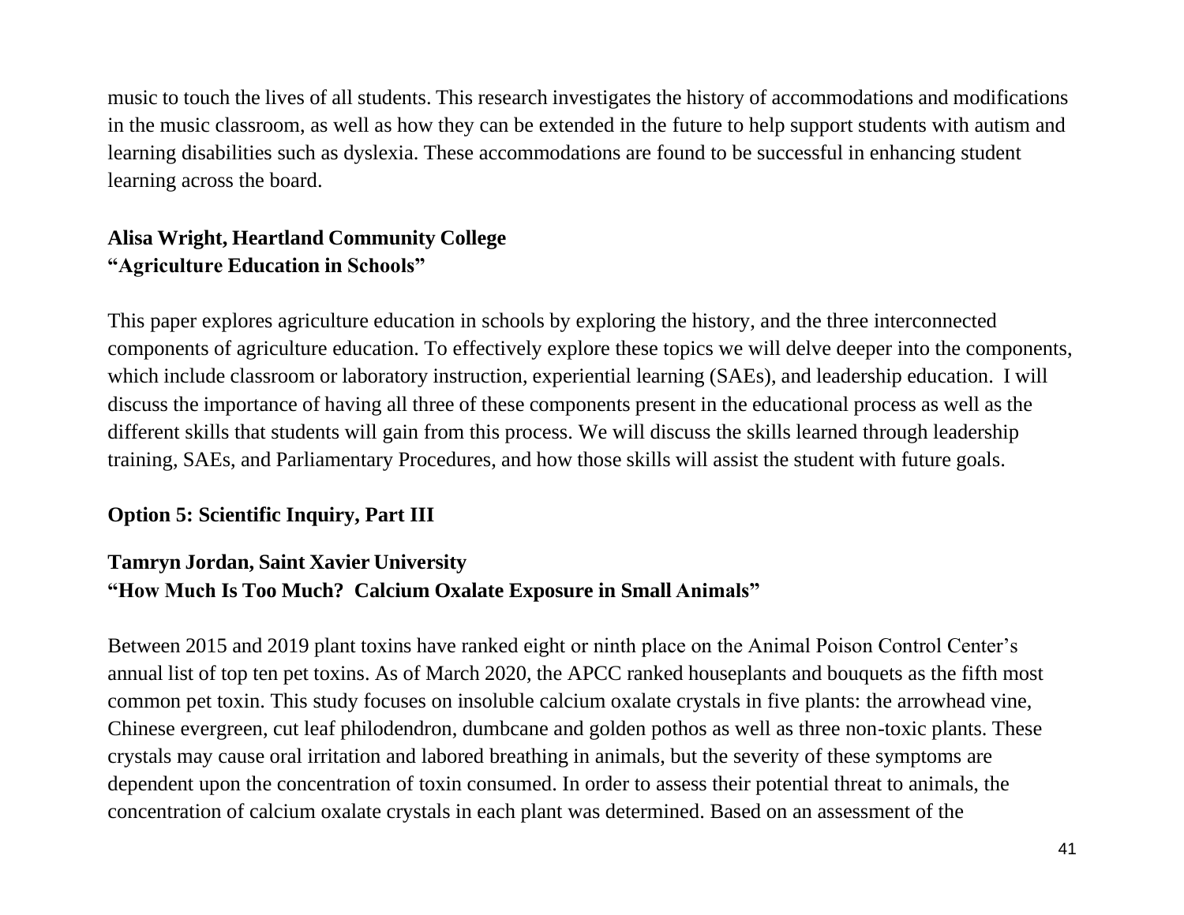music to touch the lives of all students. This research investigates the history of accommodations and modifications in the music classroom, as well as how they can be extended in the future to help support students with autism and learning disabilities such as dyslexia. These accommodations are found to be successful in enhancing student learning across the board.

**Alisa Wright, Heartland Community College**
**"Agriculture Education in Schools"**

This paper explores agriculture education in schools by exploring the history, and the three interconnected components of agriculture education. To effectively explore these topics we will delve deeper into the components, which include classroom or laboratory instruction, experiential learning (SAEs), and leadership education. I will discuss the importance of having all three of these components present in the educational process as well as the different skills that students will gain from this process. We will discuss the skills learned through leadership training, SAEs, and Parliamentary Procedures, and how those skills will assist the student with future goals.

**Option 5: Scientific Inquiry, Part III**

**Tamryn Jordan, Saint Xavier University**
**"How Much Is Too Much? Calcium Oxalate Exposure in Small Animals"**

Between 2015 and 2019 plant toxins have ranked eight or ninth place on the Animal Poison Control Center's annual list of top ten pet toxins. As of March 2020, the APCC ranked houseplants and bouquets as the fifth most common pet toxin. This study focuses on insoluble calcium oxalate crystals in five plants: the arrowhead vine, Chinese evergreen, cut leaf philodendron, dumbcane and golden pothos as well as three non-toxic plants. These crystals may cause oral irritation and labored breathing in animals, but the severity of these symptoms are dependent upon the concentration of toxin consumed. In order to assess their potential threat to animals, the concentration of calcium oxalate crystals in each plant was determined. Based on an assessment of the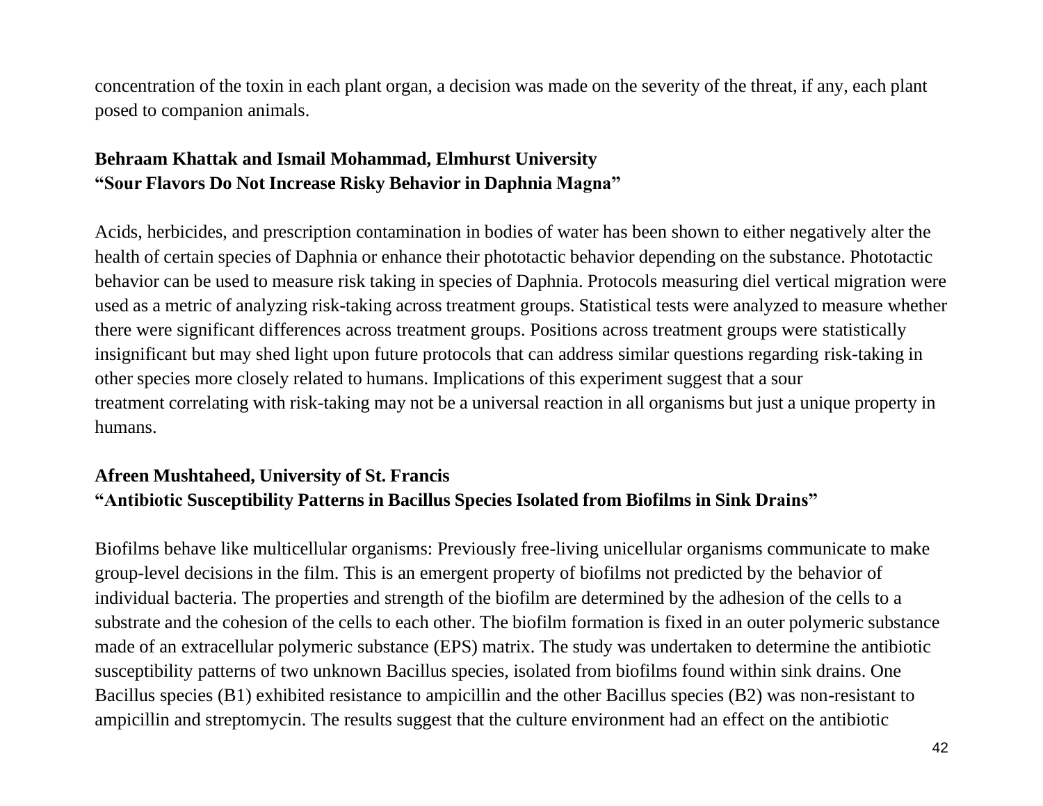concentration of the toxin in each plant organ, a decision was made on the severity of the threat, if any, each plant posed to companion animals.

**Behraam Khattak and Ismail Mohammad, Elmhurst University**
**"Sour Flavors Do Not Increase Risky Behavior in Daphnia Magna"**

Acids, herbicides, and prescription contamination in bodies of water has been shown to either negatively alter the health of certain species of Daphnia or enhance their phototactic behavior depending on the substance. Phototactic behavior can be used to measure risk taking in species of Daphnia. Protocols measuring diel vertical migration were used as a metric of analyzing risk-taking across treatment groups. Statistical tests were analyzed to measure whether there were significant differences across treatment groups. Positions across treatment groups were statistically insignificant but may shed light upon future protocols that can address similar questions regarding risk-taking in other species more closely related to humans. Implications of this experiment suggest that a sour treatment correlating with risk-taking may not be a universal reaction in all organisms but just a unique property in humans.

**Afreen Mushtaheed, University of St. Francis**
**"Antibiotic Susceptibility Patterns in Bacillus Species Isolated from Biofilms in Sink Drains"**

Biofilms behave like multicellular organisms: Previously free-living unicellular organisms communicate to make group-level decisions in the film. This is an emergent property of biofilms not predicted by the behavior of individual bacteria. The properties and strength of the biofilm are determined by the adhesion of the cells to a substrate and the cohesion of the cells to each other. The biofilm formation is fixed in an outer polymeric substance made of an extracellular polymeric substance (EPS) matrix. The study was undertaken to determine the antibiotic susceptibility patterns of two unknown Bacillus species, isolated from biofilms found within sink drains. One Bacillus species (B1) exhibited resistance to ampicillin and the other Bacillus species (B2) was non-resistant to ampicillin and streptomycin. The results suggest that the culture environment had an effect on the antibiotic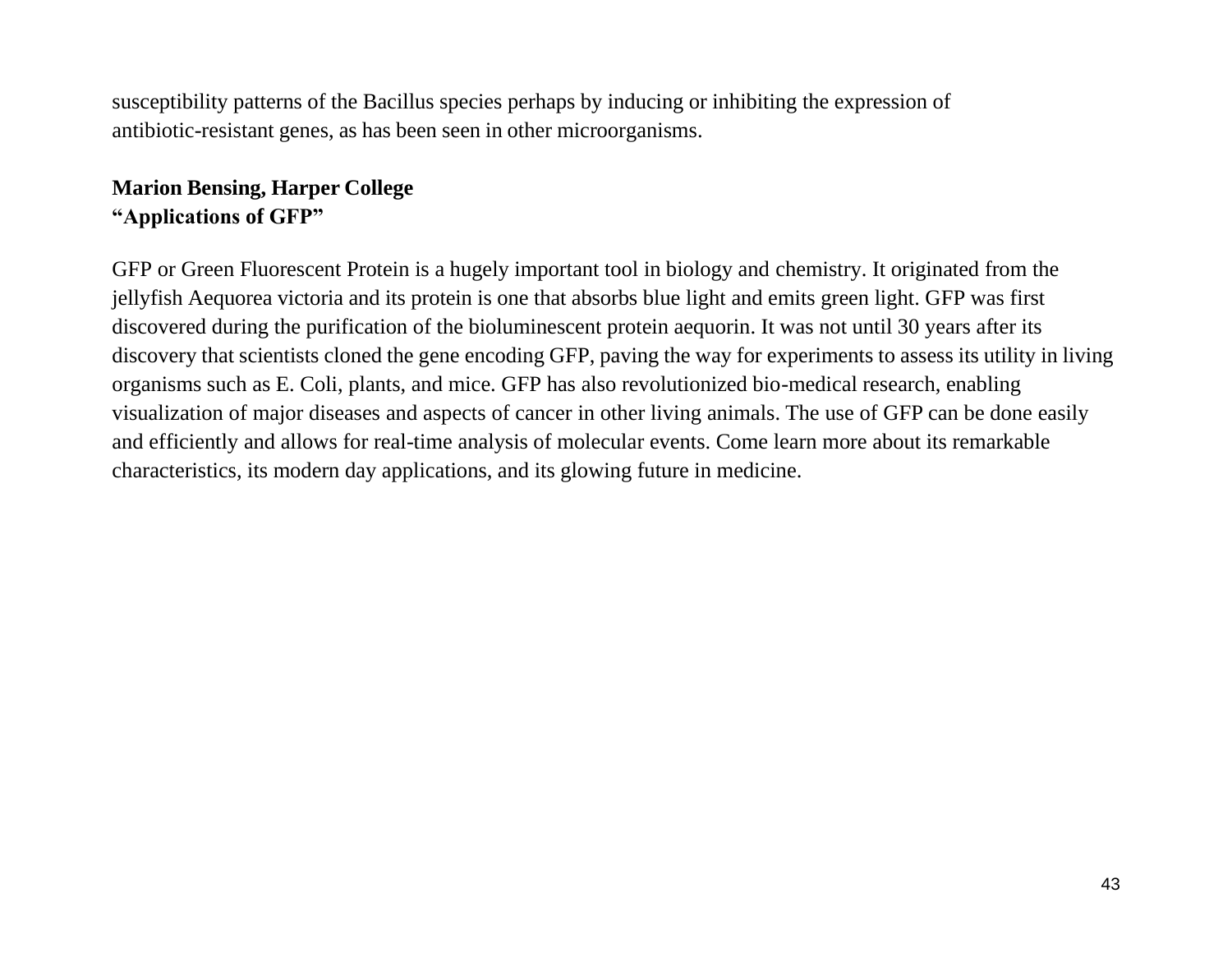susceptibility patterns of the Bacillus species perhaps by inducing or inhibiting the expression of antibiotic-resistant genes, as has been seen in other microorganisms.

**Marion Bensing, Harper College**
**"Applications of GFP"**

GFP or Green Fluorescent Protein is a hugely important tool in biology and chemistry. It originated from the jellyfish Aequorea victoria and its protein is one that absorbs blue light and emits green light. GFP was first discovered during the purification of the bioluminescent protein aequorin. It was not until 30 years after its discovery that scientists cloned the gene encoding GFP, paving the way for experiments to assess its utility in living organisms such as E. Coli, plants, and mice. GFP has also revolutionized bio-medical research, enabling visualization of major diseases and aspects of cancer in other living animals. The use of GFP can be done easily and efficiently and allows for real-time analysis of molecular events. Come learn more about its remarkable characteristics, its modern day applications, and its glowing future in medicine.